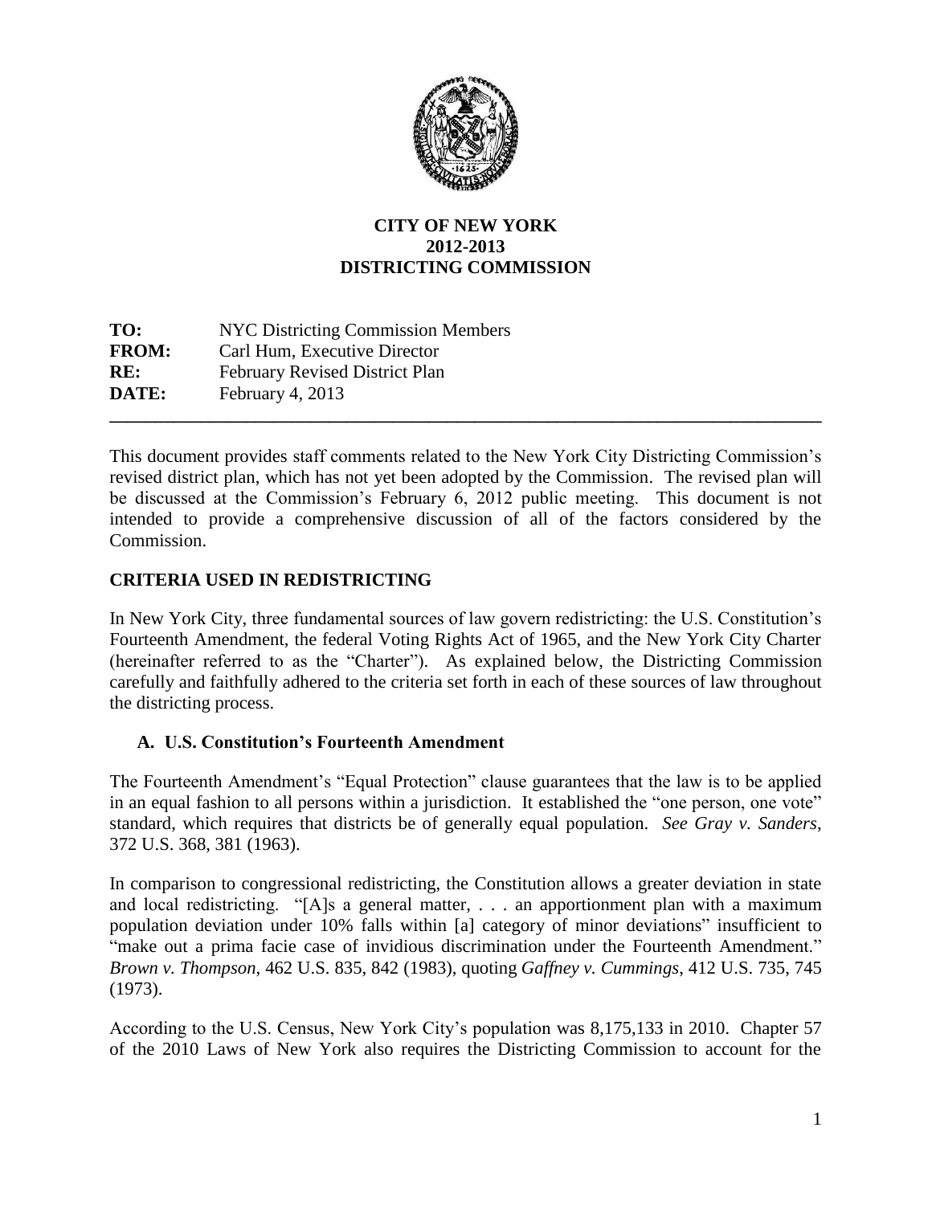**CITY OF NEW YORK**
**2012-2013**
**DISTRICTING COMMISSION**

| | |
|---|---|
| **TO:** | NYC Districting Commission Members |
| **FROM:** | Carl Hum, Executive Director |
| **RE:** | February Revised District Plan |
| **DATE:** | February 4, 2013 |

---

This document provides staff comments related to the New York City Districting Commission's revised district plan, which has not yet been adopted by the Commission. The revised plan will be discussed at the Commission's February 6, 2012 public meeting. This document is not intended to provide a comprehensive discussion of all of the factors considered by the Commission.

## CRITERIA USED IN REDISTRICTING

In New York City, three fundamental sources of law govern redistricting: the U.S. Constitution's Fourteenth Amendment, the federal Voting Rights Act of 1965, and the New York City Charter (hereinafter referred to as the "Charter"). As explained below, the Districting Commission carefully and faithfully adhered to the criteria set forth in each of these sources of law throughout the districting process.

### A. U.S. Constitution's Fourteenth Amendment

The Fourteenth Amendment's "Equal Protection" clause guarantees that the law is to be applied in an equal fashion to all persons within a jurisdiction. It established the "one person, one vote" standard, which requires that districts be of generally equal population. *See Gray v. Sanders*, 372 U.S. 368, 381 (1963).

In comparison to congressional redistricting, the Constitution allows a greater deviation in state and local redistricting. "[A]s a general matter, . . . an apportionment plan with a maximum population deviation under 10% falls within [a] category of minor deviations" insufficient to "make out a prima facie case of invidious discrimination under the Fourteenth Amendment." *Brown v. Thompson*, 462 U.S. 835, 842 (1983), quoting *Gaffney v. Cummings*, 412 U.S. 735, 745 (1973).

According to the U.S. Census, New York City's population was 8,175,133 in 2010. Chapter 57 of the 2010 Laws of New York also requires the Districting Commission to account for the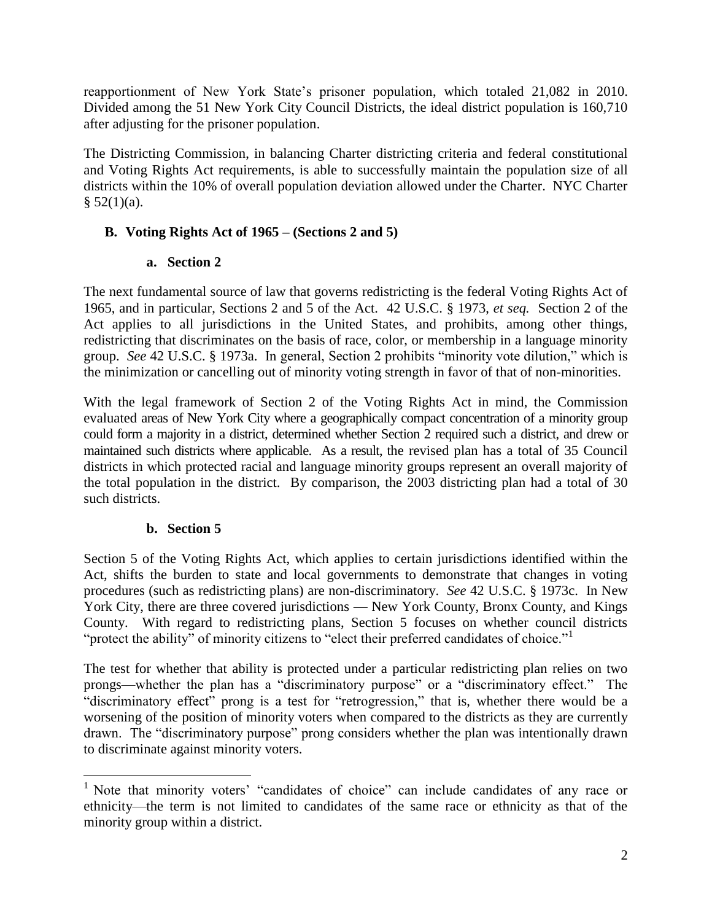reapportionment of New York State's prisoner population, which totaled 21,082 in 2010. Divided among the 51 New York City Council Districts, the ideal district population is 160,710 after adjusting for the prisoner population.

The Districting Commission, in balancing Charter districting criteria and federal constitutional and Voting Rights Act requirements, is able to successfully maintain the population size of all districts within the 10% of overall population deviation allowed under the Charter. NYC Charter § 52(1)(a).

### B. Voting Rights Act of 1965 – (Sections 2 and 5)

#### a. Section 2

The next fundamental source of law that governs redistricting is the federal Voting Rights Act of 1965, and in particular, Sections 2 and 5 of the Act. 42 U.S.C. § 1973, *et seq.* Section 2 of the Act applies to all jurisdictions in the United States, and prohibits, among other things, redistricting that discriminates on the basis of race, color, or membership in a language minority group. *See* 42 U.S.C. § 1973a. In general, Section 2 prohibits "minority vote dilution," which is the minimization or cancelling out of minority voting strength in favor of that of non-minorities.

With the legal framework of Section 2 of the Voting Rights Act in mind, the Commission evaluated areas of New York City where a geographically compact concentration of a minority group could form a majority in a district, determined whether Section 2 required such a district, and drew or maintained such districts where applicable. As a result, the revised plan has a total of 35 Council districts in which protected racial and language minority groups represent an overall majority of the total population in the district. By comparison, the 2003 districting plan had a total of 30 such districts.

#### b. Section 5

Section 5 of the Voting Rights Act, which applies to certain jurisdictions identified within the Act, shifts the burden to state and local governments to demonstrate that changes in voting procedures (such as redistricting plans) are non-discriminatory. *See* 42 U.S.C. § 1973c. In New York City, there are three covered jurisdictions — New York County, Bronx County, and Kings County. With regard to redistricting plans, Section 5 focuses on whether council districts "protect the ability" of minority citizens to "elect their preferred candidates of choice."[1]

The test for whether that ability is protected under a particular redistricting plan relies on two prongs—whether the plan has a "discriminatory purpose" or a "discriminatory effect." The "discriminatory effect" prong is a test for "retrogression," that is, whether there would be a worsening of the position of minority voters when compared to the districts as they are currently drawn. The "discriminatory purpose" prong considers whether the plan was intentionally drawn to discriminate against minority voters.

[1] Note that minority voters' "candidates of choice" can include candidates of any race or ethnicity—the term is not limited to candidates of the same race or ethnicity as that of the minority group within a district.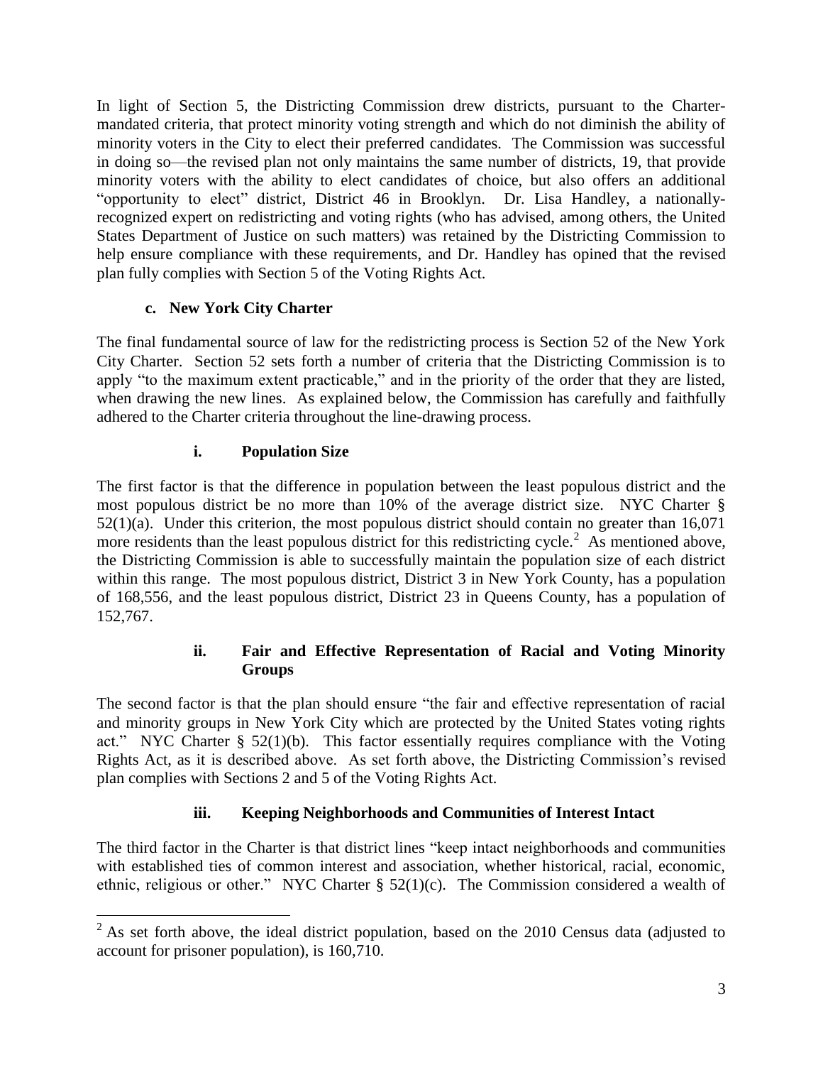In light of Section 5, the Districting Commission drew districts, pursuant to the Charter-mandated criteria, that protect minority voting strength and which do not diminish the ability of minority voters in the City to elect their preferred candidates. The Commission was successful in doing so—the revised plan not only maintains the same number of districts, 19, that provide minority voters with the ability to elect candidates of choice, but also offers an additional "opportunity to elect" district, District 46 in Brooklyn. Dr. Lisa Handley, a nationally-recognized expert on redistricting and voting rights (who has advised, among others, the United States Department of Justice on such matters) was retained by the Districting Commission to help ensure compliance with these requirements, and Dr. Handley has opined that the revised plan fully complies with Section 5 of the Voting Rights Act.

### c. New York City Charter

The final fundamental source of law for the redistricting process is Section 52 of the New York City Charter. Section 52 sets forth a number of criteria that the Districting Commission is to apply "to the maximum extent practicable," and in the priority of the order that they are listed, when drawing the new lines. As explained below, the Commission has carefully and faithfully adhered to the Charter criteria throughout the line-drawing process.

#### i. Population Size

The first factor is that the difference in population between the least populous district and the most populous district be no more than 10% of the average district size. NYC Charter § 52(1)(a). Under this criterion, the most populous district should contain no greater than 16,071 more residents than the least populous district for this redistricting cycle.[2] As mentioned above, the Districting Commission is able to successfully maintain the population size of each district within this range. The most populous district, District 3 in New York County, has a population of 168,556, and the least populous district, District 23 in Queens County, has a population of 152,767.

#### ii. Fair and Effective Representation of Racial and Voting Minority Groups

The second factor is that the plan should ensure "the fair and effective representation of racial and minority groups in New York City which are protected by the United States voting rights act." NYC Charter § 52(1)(b). This factor essentially requires compliance with the Voting Rights Act, as it is described above. As set forth above, the Districting Commission's revised plan complies with Sections 2 and 5 of the Voting Rights Act.

#### iii. Keeping Neighborhoods and Communities of Interest Intact

The third factor in the Charter is that district lines "keep intact neighborhoods and communities with established ties of common interest and association, whether historical, racial, economic, ethnic, religious or other." NYC Charter § 52(1)(c). The Commission considered a wealth of

---

[2] As set forth above, the ideal district population, based on the 2010 Census data (adjusted to account for prisoner population), is 160,710.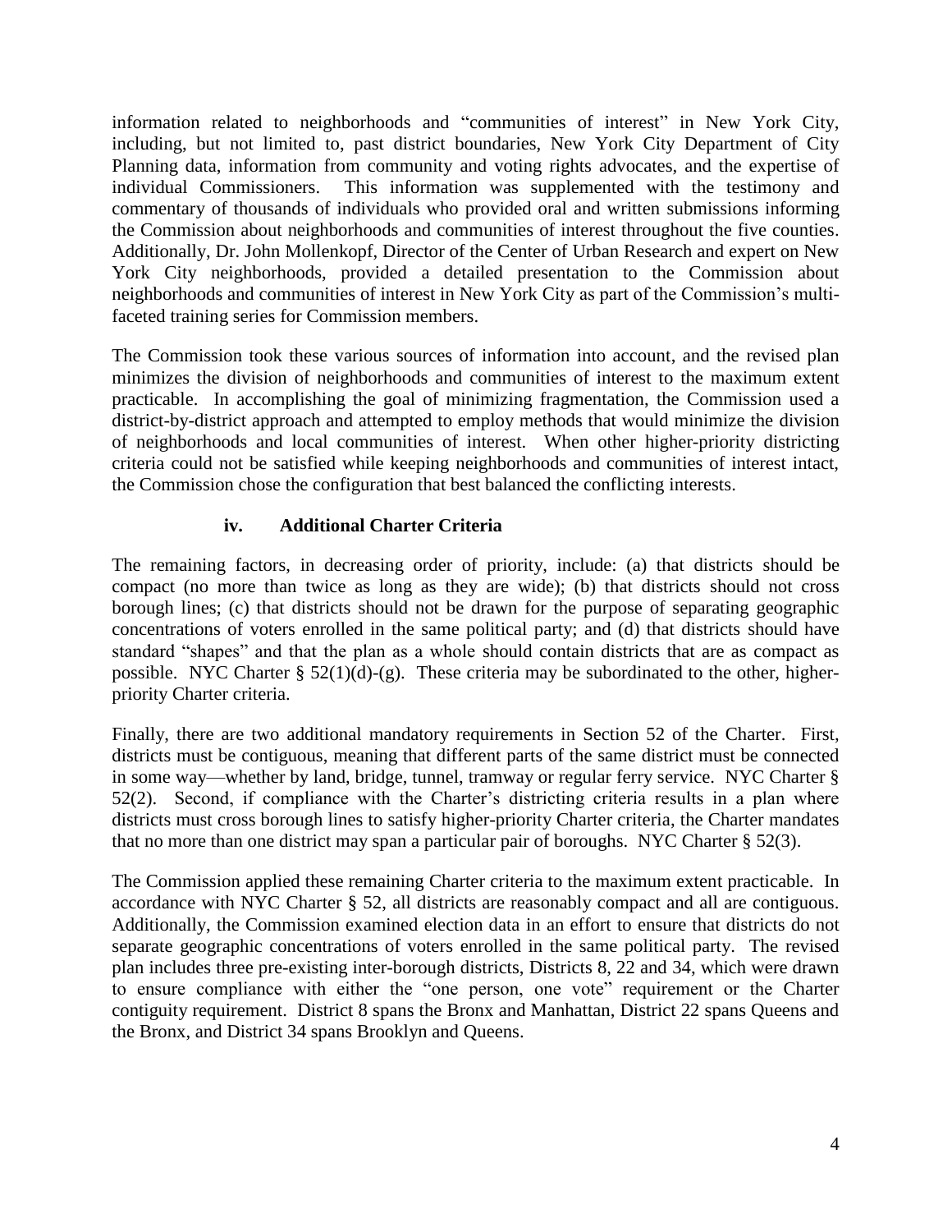information related to neighborhoods and "communities of interest" in New York City, including, but not limited to, past district boundaries, New York City Department of City Planning data, information from community and voting rights advocates, and the expertise of individual Commissioners. This information was supplemented with the testimony and commentary of thousands of individuals who provided oral and written submissions informing the Commission about neighborhoods and communities of interest throughout the five counties. Additionally, Dr. John Mollenkopf, Director of the Center of Urban Research and expert on New York City neighborhoods, provided a detailed presentation to the Commission about neighborhoods and communities of interest in New York City as part of the Commission's multi-faceted training series for Commission members.

The Commission took these various sources of information into account, and the revised plan minimizes the division of neighborhoods and communities of interest to the maximum extent practicable. In accomplishing the goal of minimizing fragmentation, the Commission used a district-by-district approach and attempted to employ methods that would minimize the division of neighborhoods and local communities of interest. When other higher-priority districting criteria could not be satisfied while keeping neighborhoods and communities of interest intact, the Commission chose the configuration that best balanced the conflicting interests.

### iv. Additional Charter Criteria

The remaining factors, in decreasing order of priority, include: (a) that districts should be compact (no more than twice as long as they are wide); (b) that districts should not cross borough lines; (c) that districts should not be drawn for the purpose of separating geographic concentrations of voters enrolled in the same political party; and (d) that districts should have standard "shapes" and that the plan as a whole should contain districts that are as compact as possible. NYC Charter § 52(1)(d)-(g). These criteria may be subordinated to the other, higher-priority Charter criteria.

Finally, there are two additional mandatory requirements in Section 52 of the Charter. First, districts must be contiguous, meaning that different parts of the same district must be connected in some way—whether by land, bridge, tunnel, tramway or regular ferry service. NYC Charter § 52(2). Second, if compliance with the Charter's districting criteria results in a plan where districts must cross borough lines to satisfy higher-priority Charter criteria, the Charter mandates that no more than one district may span a particular pair of boroughs. NYC Charter § 52(3).

The Commission applied these remaining Charter criteria to the maximum extent practicable. In accordance with NYC Charter § 52, all districts are reasonably compact and all are contiguous. Additionally, the Commission examined election data in an effort to ensure that districts do not separate geographic concentrations of voters enrolled in the same political party. The revised plan includes three pre-existing inter-borough districts, Districts 8, 22 and 34, which were drawn to ensure compliance with either the "one person, one vote" requirement or the Charter contiguity requirement. District 8 spans the Bronx and Manhattan, District 22 spans Queens and the Bronx, and District 34 spans Brooklyn and Queens.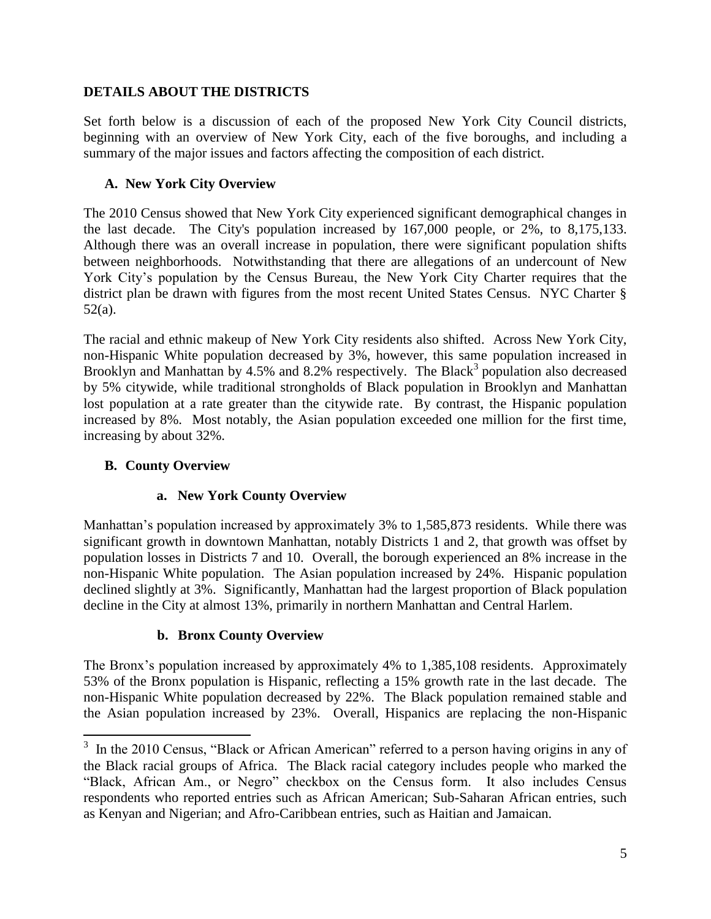## DETAILS ABOUT THE DISTRICTS

Set forth below is a discussion of each of the proposed New York City Council districts, beginning with an overview of New York City, each of the five boroughs, and including a summary of the major issues and factors affecting the composition of each district.

### A. New York City Overview

The 2010 Census showed that New York City experienced significant demographical changes in the last decade. The City's population increased by 167,000 people, or 2%, to 8,175,133. Although there was an overall increase in population, there were significant population shifts between neighborhoods. Notwithstanding that there are allegations of an undercount of New York City's population by the Census Bureau, the New York City Charter requires that the district plan be drawn with figures from the most recent United States Census. NYC Charter § 52(a).

The racial and ethnic makeup of New York City residents also shifted. Across New York City, non-Hispanic White population decreased by 3%, however, this same population increased in Brooklyn and Manhattan by 4.5% and 8.2% respectively. The Black[3] population also decreased by 5% citywide, while traditional strongholds of Black population in Brooklyn and Manhattan lost population at a rate greater than the citywide rate. By contrast, the Hispanic population increased by 8%. Most notably, the Asian population exceeded one million for the first time, increasing by about 32%.

### B. County Overview

#### a. New York County Overview

Manhattan's population increased by approximately 3% to 1,585,873 residents. While there was significant growth in downtown Manhattan, notably Districts 1 and 2, that growth was offset by population losses in Districts 7 and 10. Overall, the borough experienced an 8% increase in the non-Hispanic White population. The Asian population increased by 24%. Hispanic population declined slightly at 3%. Significantly, Manhattan had the largest proportion of Black population decline in the City at almost 13%, primarily in northern Manhattan and Central Harlem.

#### b. Bronx County Overview

The Bronx's population increased by approximately 4% to 1,385,108 residents. Approximately 53% of the Bronx population is Hispanic, reflecting a 15% growth rate in the last decade. The non-Hispanic White population decreased by 22%. The Black population remained stable and the Asian population increased by 23%. Overall, Hispanics are replacing the non-Hispanic

---

[3] In the 2010 Census, "Black or African American" referred to a person having origins in any of the Black racial groups of Africa. The Black racial category includes people who marked the "Black, African Am., or Negro" checkbox on the Census form. It also includes Census respondents who reported entries such as African American; Sub-Saharan African entries, such as Kenyan and Nigerian; and Afro-Caribbean entries, such as Haitian and Jamaican.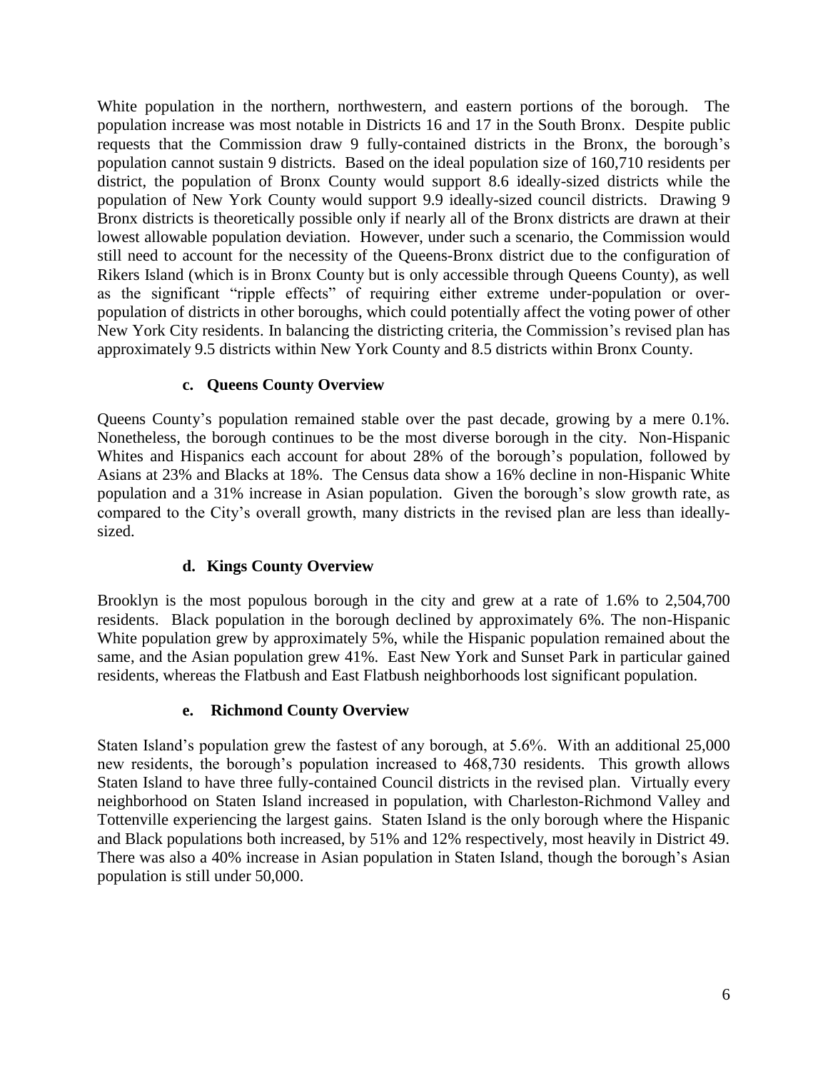White population in the northern, northwestern, and eastern portions of the borough. The population increase was most notable in Districts 16 and 17 in the South Bronx. Despite public requests that the Commission draw 9 fully-contained districts in the Bronx, the borough's population cannot sustain 9 districts. Based on the ideal population size of 160,710 residents per district, the population of Bronx County would support 8.6 ideally-sized districts while the population of New York County would support 9.9 ideally-sized council districts. Drawing 9 Bronx districts is theoretically possible only if nearly all of the Bronx districts are drawn at their lowest allowable population deviation. However, under such a scenario, the Commission would still need to account for the necessity of the Queens-Bronx district due to the configuration of Rikers Island (which is in Bronx County but is only accessible through Queens County), as well as the significant "ripple effects" of requiring either extreme under-population or over-population of districts in other boroughs, which could potentially affect the voting power of other New York City residents. In balancing the districting criteria, the Commission's revised plan has approximately 9.5 districts within New York County and 8.5 districts within Bronx County.

### c. Queens County Overview

Queens County's population remained stable over the past decade, growing by a mere 0.1%. Nonetheless, the borough continues to be the most diverse borough in the city. Non-Hispanic Whites and Hispanics each account for about 28% of the borough's population, followed by Asians at 23% and Blacks at 18%. The Census data show a 16% decline in non-Hispanic White population and a 31% increase in Asian population. Given the borough's slow growth rate, as compared to the City's overall growth, many districts in the revised plan are less than ideally-sized.

### d. Kings County Overview

Brooklyn is the most populous borough in the city and grew at a rate of 1.6% to 2,504,700 residents. Black population in the borough declined by approximately 6%. The non-Hispanic White population grew by approximately 5%, while the Hispanic population remained about the same, and the Asian population grew 41%. East New York and Sunset Park in particular gained residents, whereas the Flatbush and East Flatbush neighborhoods lost significant population.

### e. Richmond County Overview

Staten Island's population grew the fastest of any borough, at 5.6%. With an additional 25,000 new residents, the borough's population increased to 468,730 residents. This growth allows Staten Island to have three fully-contained Council districts in the revised plan. Virtually every neighborhood on Staten Island increased in population, with Charleston-Richmond Valley and Tottenville experiencing the largest gains. Staten Island is the only borough where the Hispanic and Black populations both increased, by 51% and 12% respectively, most heavily in District 49. There was also a 40% increase in Asian population in Staten Island, though the borough's Asian population is still under 50,000.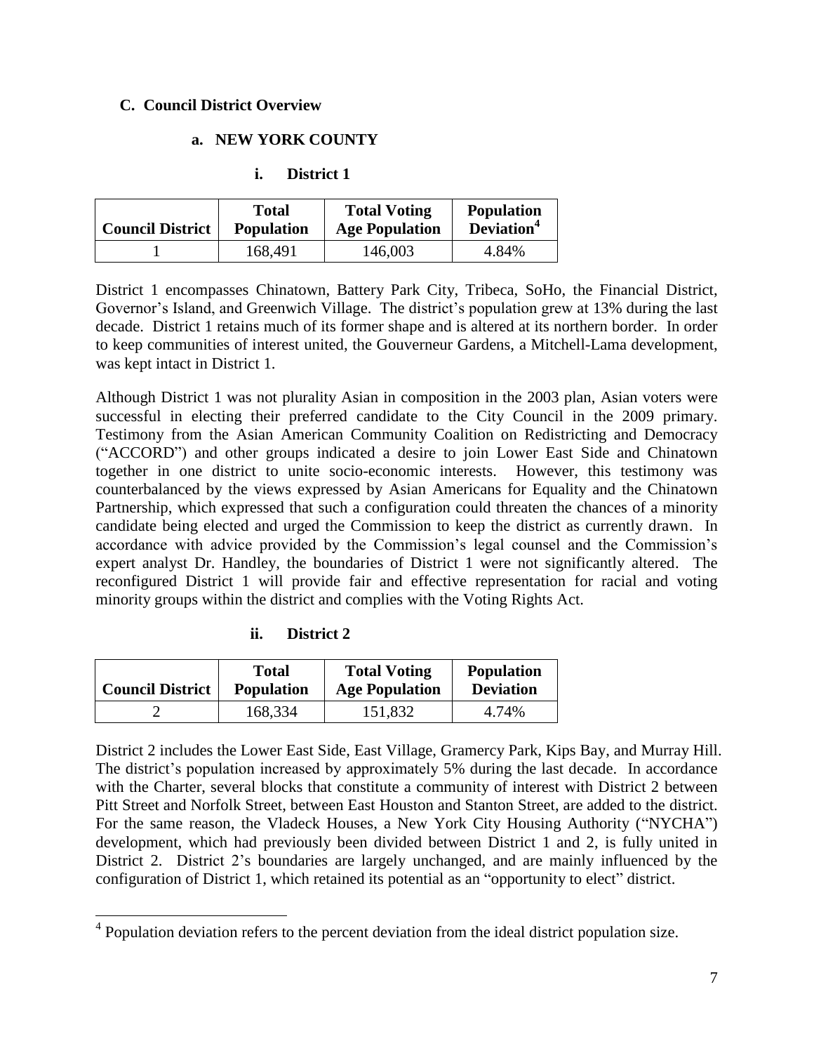### C. Council District Overview

#### a. NEW YORK COUNTY

##### i. District 1

| Council District | Total Population | Total Voting Age Population | Population Deviation[4] |
|---|---|---|---|
| 1 | 168,491 | 146,003 | 4.84% |

District 1 encompasses Chinatown, Battery Park City, Tribeca, SoHo, the Financial District, Governor's Island, and Greenwich Village. The district's population grew at 13% during the last decade. District 1 retains much of its former shape and is altered at its northern border. In order to keep communities of interest united, the Gouverneur Gardens, a Mitchell-Lama development, was kept intact in District 1.

Although District 1 was not plurality Asian in composition in the 2003 plan, Asian voters were successful in electing their preferred candidate to the City Council in the 2009 primary. Testimony from the Asian American Community Coalition on Redistricting and Democracy ("ACCORD") and other groups indicated a desire to join Lower East Side and Chinatown together in one district to unite socio-economic interests. However, this testimony was counterbalanced by the views expressed by Asian Americans for Equality and the Chinatown Partnership, which expressed that such a configuration could threaten the chances of a minority candidate being elected and urged the Commission to keep the district as currently drawn. In accordance with advice provided by the Commission's legal counsel and the Commission's expert analyst Dr. Handley, the boundaries of District 1 were not significantly altered. The reconfigured District 1 will provide fair and effective representation for racial and voting minority groups within the district and complies with the Voting Rights Act.

##### ii. District 2

| Council District | Total Population | Total Voting Age Population | Population Deviation |
|---|---|---|---|
| 2 | 168,334 | 151,832 | 4.74% |

District 2 includes the Lower East Side, East Village, Gramercy Park, Kips Bay, and Murray Hill. The district's population increased by approximately 5% during the last decade. In accordance with the Charter, several blocks that constitute a community of interest with District 2 between Pitt Street and Norfolk Street, between East Houston and Stanton Street, are added to the district. For the same reason, the Vladeck Houses, a New York City Housing Authority ("NYCHA") development, which had previously been divided between District 1 and 2, is fully united in District 2. District 2's boundaries are largely unchanged, and are mainly influenced by the configuration of District 1, which retained its potential as an "opportunity to elect" district.

[4] Population deviation refers to the percent deviation from the ideal district population size.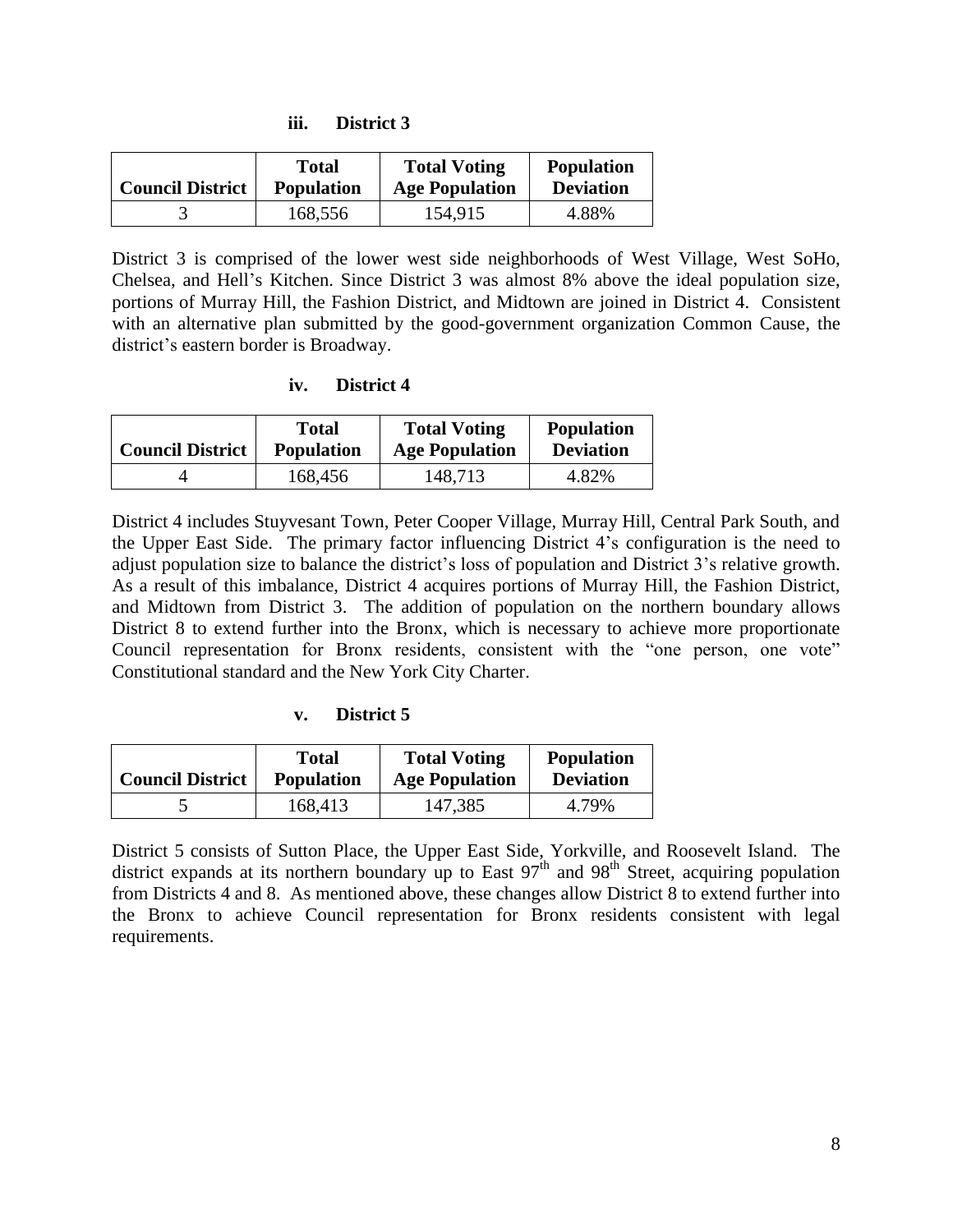#### iii. District 3

| Council District | Total Population | Total Voting Age Population | Population Deviation |
|---|---|---|---|
| 3 | 168,556 | 154,915 | 4.88% |

District 3 is comprised of the lower west side neighborhoods of West Village, West SoHo, Chelsea, and Hell's Kitchen. Since District 3 was almost 8% above the ideal population size, portions of Murray Hill, the Fashion District, and Midtown are joined in District 4. Consistent with an alternative plan submitted by the good-government organization Common Cause, the district's eastern border is Broadway.

#### iv. District 4

| Council District | Total Population | Total Voting Age Population | Population Deviation |
|---|---|---|---|
| 4 | 168,456 | 148,713 | 4.82% |

District 4 includes Stuyvesant Town, Peter Cooper Village, Murray Hill, Central Park South, and the Upper East Side. The primary factor influencing District 4's configuration is the need to adjust population size to balance the district's loss of population and District 3's relative growth. As a result of this imbalance, District 4 acquires portions of Murray Hill, the Fashion District, and Midtown from District 3. The addition of population on the northern boundary allows District 8 to extend further into the Bronx, which is necessary to achieve more proportionate Council representation for Bronx residents, consistent with the "one person, one vote" Constitutional standard and the New York City Charter.

#### v. District 5

| Council District | Total Population | Total Voting Age Population | Population Deviation |
|---|---|---|---|
| 5 | 168,413 | 147,385 | 4.79% |

District 5 consists of Sutton Place, the Upper East Side, Yorkville, and Roosevelt Island. The district expands at its northern boundary up to East 97th and 98th Street, acquiring population from Districts 4 and 8. As mentioned above, these changes allow District 8 to extend further into the Bronx to achieve Council representation for Bronx residents consistent with legal requirements.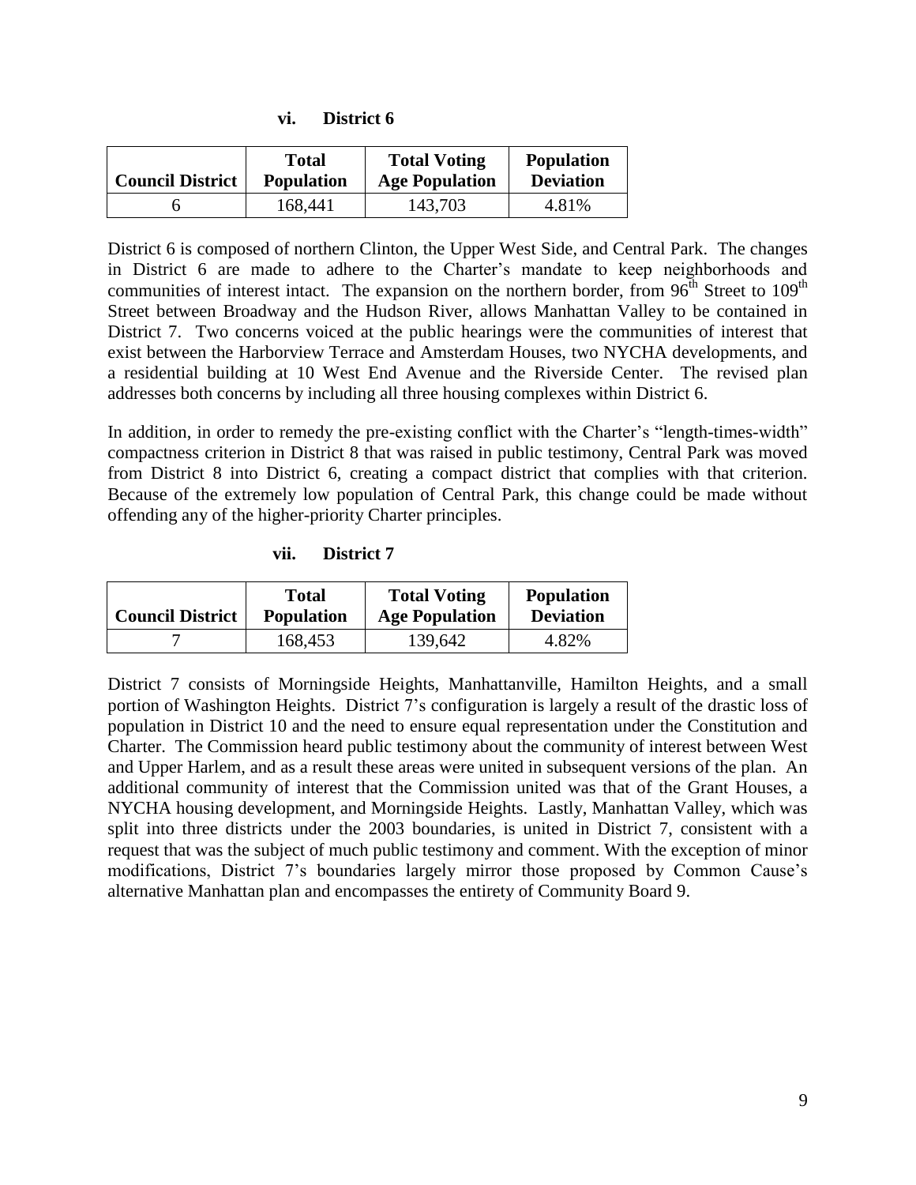### vi. District 6

| Council District | Total Population | Total Voting Age Population | Population Deviation |
| --- | --- | --- | --- |
| 6 | 168,441 | 143,703 | 4.81% |

District 6 is composed of northern Clinton, the Upper West Side, and Central Park. The changes in District 6 are made to adhere to the Charter's mandate to keep neighborhoods and communities of interest intact. The expansion on the northern border, from 96th Street to 109th Street between Broadway and the Hudson River, allows Manhattan Valley to be contained in District 7. Two concerns voiced at the public hearings were the communities of interest that exist between the Harborview Terrace and Amsterdam Houses, two NYCHA developments, and a residential building at 10 West End Avenue and the Riverside Center. The revised plan addresses both concerns by including all three housing complexes within District 6.

In addition, in order to remedy the pre-existing conflict with the Charter's "length-times-width" compactness criterion in District 8 that was raised in public testimony, Central Park was moved from District 8 into District 6, creating a compact district that complies with that criterion. Because of the extremely low population of Central Park, this change could be made without offending any of the higher-priority Charter principles.

### vii. District 7

| Council District | Total Population | Total Voting Age Population | Population Deviation |
| --- | --- | --- | --- |
| 7 | 168,453 | 139,642 | 4.82% |

District 7 consists of Morningside Heights, Manhattanville, Hamilton Heights, and a small portion of Washington Heights. District 7's configuration is largely a result of the drastic loss of population in District 10 and the need to ensure equal representation under the Constitution and Charter. The Commission heard public testimony about the community of interest between West and Upper Harlem, and as a result these areas were united in subsequent versions of the plan. An additional community of interest that the Commission united was that of the Grant Houses, a NYCHA housing development, and Morningside Heights. Lastly, Manhattan Valley, which was split into three districts under the 2003 boundaries, is united in District 7, consistent with a request that was the subject of much public testimony and comment. With the exception of minor modifications, District 7's boundaries largely mirror those proposed by Common Cause's alternative Manhattan plan and encompasses the entirety of Community Board 9.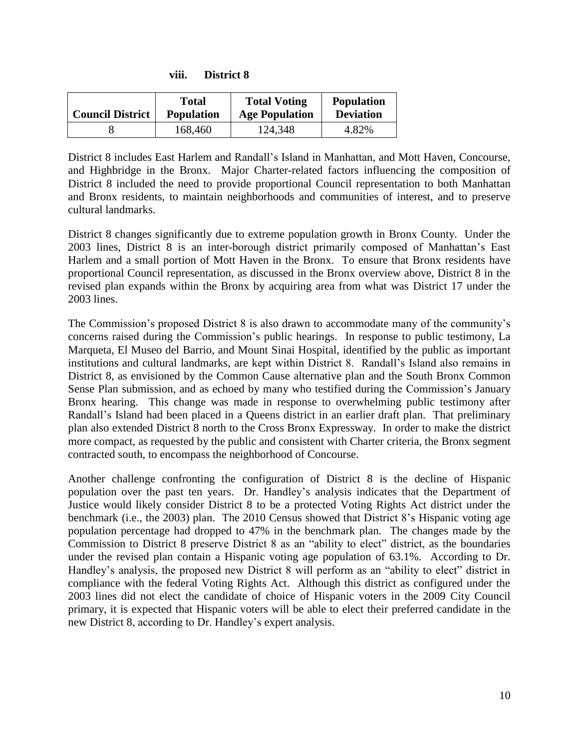### viii. District 8

| Council District | Total Population | Total Voting Age Population | Population Deviation |
|---|---|---|---|
| 8 | 168,460 | 124,348 | 4.82% |

District 8 includes East Harlem and Randall's Island in Manhattan, and Mott Haven, Concourse, and Highbridge in the Bronx. Major Charter-related factors influencing the composition of District 8 included the need to provide proportional Council representation to both Manhattan and Bronx residents, to maintain neighborhoods and communities of interest, and to preserve cultural landmarks.

District 8 changes significantly due to extreme population growth in Bronx County. Under the 2003 lines, District 8 is an inter-borough district primarily composed of Manhattan's East Harlem and a small portion of Mott Haven in the Bronx. To ensure that Bronx residents have proportional Council representation, as discussed in the Bronx overview above, District 8 in the revised plan expands within the Bronx by acquiring area from what was District 17 under the 2003 lines.

The Commission's proposed District 8 is also drawn to accommodate many of the community's concerns raised during the Commission's public hearings. In response to public testimony, La Marqueta, El Museo del Barrio, and Mount Sinai Hospital, identified by the public as important institutions and cultural landmarks, are kept within District 8. Randall's Island also remains in District 8, as envisioned by the Common Cause alternative plan and the South Bronx Common Sense Plan submission, and as echoed by many who testified during the Commission's January Bronx hearing. This change was made in response to overwhelming public testimony after Randall's Island had been placed in a Queens district in an earlier draft plan. That preliminary plan also extended District 8 north to the Cross Bronx Expressway. In order to make the district more compact, as requested by the public and consistent with Charter criteria, the Bronx segment contracted south, to encompass the neighborhood of Concourse.

Another challenge confronting the configuration of District 8 is the decline of Hispanic population over the past ten years. Dr. Handley's analysis indicates that the Department of Justice would likely consider District 8 to be a protected Voting Rights Act district under the benchmark (i.e., the 2003) plan. The 2010 Census showed that District 8's Hispanic voting age population percentage had dropped to 47% in the benchmark plan. The changes made by the Commission to District 8 preserve District 8 as an "ability to elect" district, as the boundaries under the revised plan contain a Hispanic voting age population of 63.1%. According to Dr. Handley's analysis, the proposed new District 8 will perform as an "ability to elect" district in compliance with the federal Voting Rights Act. Although this district as configured under the 2003 lines did not elect the candidate of choice of Hispanic voters in the 2009 City Council primary, it is expected that Hispanic voters will be able to elect their preferred candidate in the new District 8, according to Dr. Handley's expert analysis.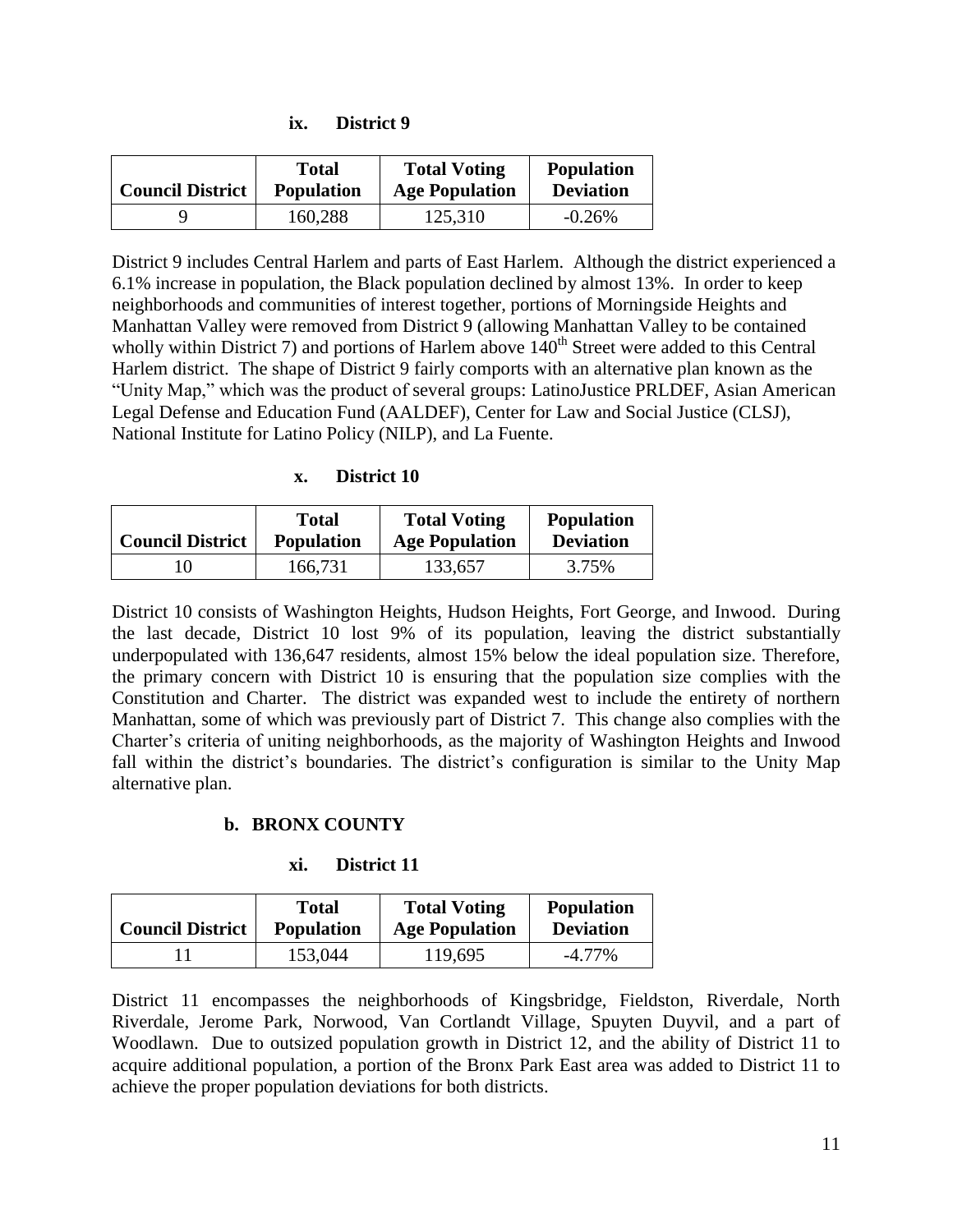#### ix. District 9

| Council District | Total Population | Total Voting Age Population | Population Deviation |
|---|---|---|---|
| 9 | 160,288 | 125,310 | -0.26% |

District 9 includes Central Harlem and parts of East Harlem. Although the district experienced a 6.1% increase in population, the Black population declined by almost 13%. In order to keep neighborhoods and communities of interest together, portions of Morningside Heights and Manhattan Valley were removed from District 9 (allowing Manhattan Valley to be contained wholly within District 7) and portions of Harlem above 140th Street were added to this Central Harlem district. The shape of District 9 fairly comports with an alternative plan known as the "Unity Map," which was the product of several groups: LatinoJustice PRLDEF, Asian American Legal Defense and Education Fund (AALDEF), Center for Law and Social Justice (CLSJ), National Institute for Latino Policy (NILP), and La Fuente.

#### x. District 10

| Council District | Total Population | Total Voting Age Population | Population Deviation |
|---|---|---|---|
| 10 | 166,731 | 133,657 | 3.75% |

District 10 consists of Washington Heights, Hudson Heights, Fort George, and Inwood. During the last decade, District 10 lost 9% of its population, leaving the district substantially underpopulated with 136,647 residents, almost 15% below the ideal population size. Therefore, the primary concern with District 10 is ensuring that the population size complies with the Constitution and Charter. The district was expanded west to include the entirety of northern Manhattan, some of which was previously part of District 7. This change also complies with the Charter's criteria of uniting neighborhoods, as the majority of Washington Heights and Inwood fall within the district's boundaries. The district's configuration is similar to the Unity Map alternative plan.

### b. BRONX COUNTY

#### xi. District 11

| Council District | Total Population | Total Voting Age Population | Population Deviation |
|---|---|---|---|
| 11 | 153,044 | 119,695 | -4.77% |

District 11 encompasses the neighborhoods of Kingsbridge, Fieldston, Riverdale, North Riverdale, Jerome Park, Norwood, Van Cortlandt Village, Spuyten Duyvil, and a part of Woodlawn. Due to outsized population growth in District 12, and the ability of District 11 to acquire additional population, a portion of the Bronx Park East area was added to District 11 to achieve the proper population deviations for both districts.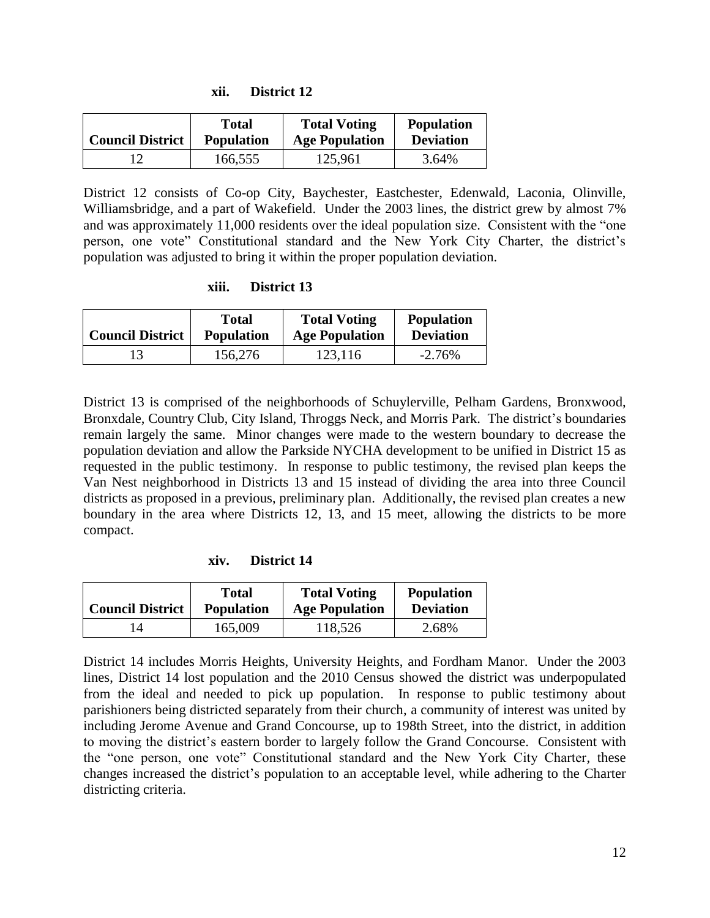### xii. District 12

| Council District | Total Population | Total Voting Age Population | Population Deviation |
|---|---|---|---|
| 12 | 166,555 | 125,961 | 3.64% |

District 12 consists of Co-op City, Baychester, Eastchester, Edenwald, Laconia, Olinville, Williamsbridge, and a part of Wakefield. Under the 2003 lines, the district grew by almost 7% and was approximately 11,000 residents over the ideal population size. Consistent with the "one person, one vote" Constitutional standard and the New York City Charter, the district's population was adjusted to bring it within the proper population deviation.

### xiii. District 13

| Council District | Total Population | Total Voting Age Population | Population Deviation |
|---|---|---|---|
| 13 | 156,276 | 123,116 | -2.76% |

District 13 is comprised of the neighborhoods of Schuylerville, Pelham Gardens, Bronxwood, Bronxdale, Country Club, City Island, Throggs Neck, and Morris Park. The district's boundaries remain largely the same. Minor changes were made to the western boundary to decrease the population deviation and allow the Parkside NYCHA development to be unified in District 15 as requested in the public testimony. In response to public testimony, the revised plan keeps the Van Nest neighborhood in Districts 13 and 15 instead of dividing the area into three Council districts as proposed in a previous, preliminary plan. Additionally, the revised plan creates a new boundary in the area where Districts 12, 13, and 15 meet, allowing the districts to be more compact.

### xiv. District 14

| Council District | Total Population | Total Voting Age Population | Population Deviation |
|---|---|---|---|
| 14 | 165,009 | 118,526 | 2.68% |

District 14 includes Morris Heights, University Heights, and Fordham Manor. Under the 2003 lines, District 14 lost population and the 2010 Census showed the district was underpopulated from the ideal and needed to pick up population. In response to public testimony about parishioners being districted separately from their church, a community of interest was united by including Jerome Avenue and Grand Concourse, up to 198th Street, into the district, in addition to moving the district's eastern border to largely follow the Grand Concourse. Consistent with the "one person, one vote" Constitutional standard and the New York City Charter, these changes increased the district's population to an acceptable level, while adhering to the Charter districting criteria.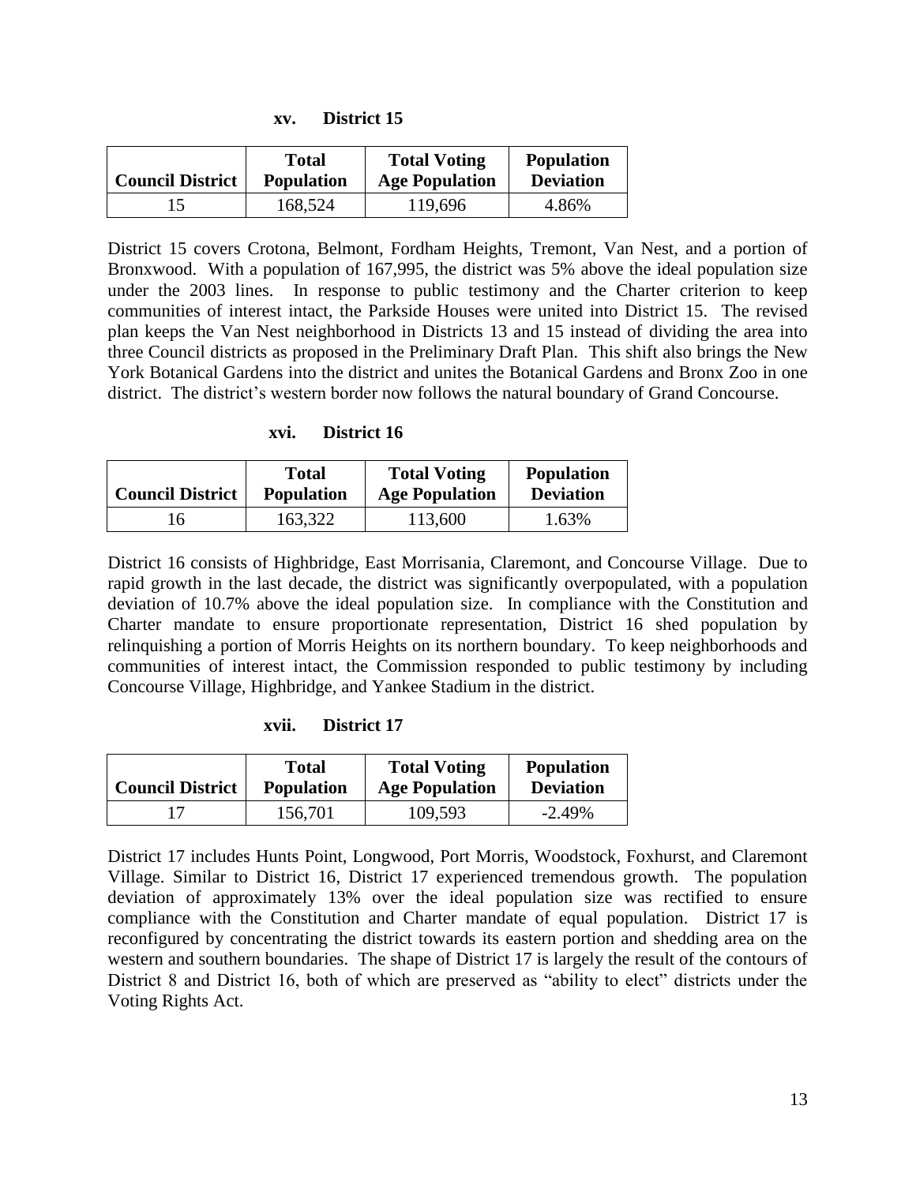#### xv. District 15

| Council District | Total Population | Total Voting Age Population | Population Deviation |
|---|---|---|---|
| 15 | 168,524 | 119,696 | 4.86% |

District 15 covers Crotona, Belmont, Fordham Heights, Tremont, Van Nest, and a portion of Bronxwood. With a population of 167,995, the district was 5% above the ideal population size under the 2003 lines. In response to public testimony and the Charter criterion to keep communities of interest intact, the Parkside Houses were united into District 15. The revised plan keeps the Van Nest neighborhood in Districts 13 and 15 instead of dividing the area into three Council districts as proposed in the Preliminary Draft Plan. This shift also brings the New York Botanical Gardens into the district and unites the Botanical Gardens and Bronx Zoo in one district. The district's western border now follows the natural boundary of Grand Concourse.

#### xvi. District 16

| Council District | Total Population | Total Voting Age Population | Population Deviation |
|---|---|---|---|
| 16 | 163,322 | 113,600 | 1.63% |

District 16 consists of Highbridge, East Morrisania, Claremont, and Concourse Village. Due to rapid growth in the last decade, the district was significantly overpopulated, with a population deviation of 10.7% above the ideal population size. In compliance with the Constitution and Charter mandate to ensure proportionate representation, District 16 shed population by relinquishing a portion of Morris Heights on its northern boundary. To keep neighborhoods and communities of interest intact, the Commission responded to public testimony by including Concourse Village, Highbridge, and Yankee Stadium in the district.

#### xvii. District 17

| Council District | Total Population | Total Voting Age Population | Population Deviation |
|---|---|---|---|
| 17 | 156,701 | 109,593 | -2.49% |

District 17 includes Hunts Point, Longwood, Port Morris, Woodstock, Foxhurst, and Claremont Village. Similar to District 16, District 17 experienced tremendous growth. The population deviation of approximately 13% over the ideal population size was rectified to ensure compliance with the Constitution and Charter mandate of equal population. District 17 is reconfigured by concentrating the district towards its eastern portion and shedding area on the western and southern boundaries. The shape of District 17 is largely the result of the contours of District 8 and District 16, both of which are preserved as "ability to elect" districts under the Voting Rights Act.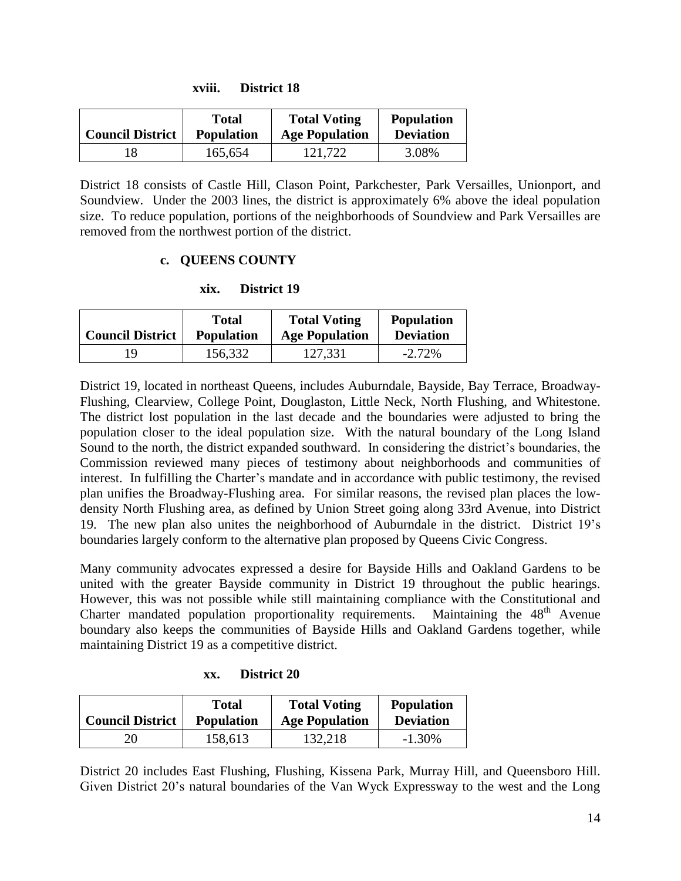#### xviii. District 18

| Council District | Total Population | Total Voting Age Population | Population Deviation |
|---|---|---|---|
| 18 | 165,654 | 121,722 | 3.08% |

District 18 consists of Castle Hill, Clason Point, Parkchester, Park Versailles, Unionport, and Soundview. Under the 2003 lines, the district is approximately 6% above the ideal population size. To reduce population, portions of the neighborhoods of Soundview and Park Versailles are removed from the northwest portion of the district.

### c. QUEENS COUNTY

#### xix. District 19

| Council District | Total Population | Total Voting Age Population | Population Deviation |
|---|---|---|---|
| 19 | 156,332 | 127,331 | -2.72% |

District 19, located in northeast Queens, includes Auburndale, Bayside, Bay Terrace, Broadway-Flushing, Clearview, College Point, Douglaston, Little Neck, North Flushing, and Whitestone. The district lost population in the last decade and the boundaries were adjusted to bring the population closer to the ideal population size. With the natural boundary of the Long Island Sound to the north, the district expanded southward. In considering the district's boundaries, the Commission reviewed many pieces of testimony about neighborhoods and communities of interest. In fulfilling the Charter's mandate and in accordance with public testimony, the revised plan unifies the Broadway-Flushing area. For similar reasons, the revised plan places the low-density North Flushing area, as defined by Union Street going along 33rd Avenue, into District 19. The new plan also unites the neighborhood of Auburndale in the district. District 19's boundaries largely conform to the alternative plan proposed by Queens Civic Congress.

Many community advocates expressed a desire for Bayside Hills and Oakland Gardens to be united with the greater Bayside community in District 19 throughout the public hearings. However, this was not possible while still maintaining compliance with the Constitutional and Charter mandated population proportionality requirements. Maintaining the 48th Avenue boundary also keeps the communities of Bayside Hills and Oakland Gardens together, while maintaining District 19 as a competitive district.

#### xx. District 20

| Council District | Total Population | Total Voting Age Population | Population Deviation |
|---|---|---|---|
| 20 | 158,613 | 132,218 | -1.30% |

District 20 includes East Flushing, Flushing, Kissena Park, Murray Hill, and Queensboro Hill. Given District 20's natural boundaries of the Van Wyck Expressway to the west and the Long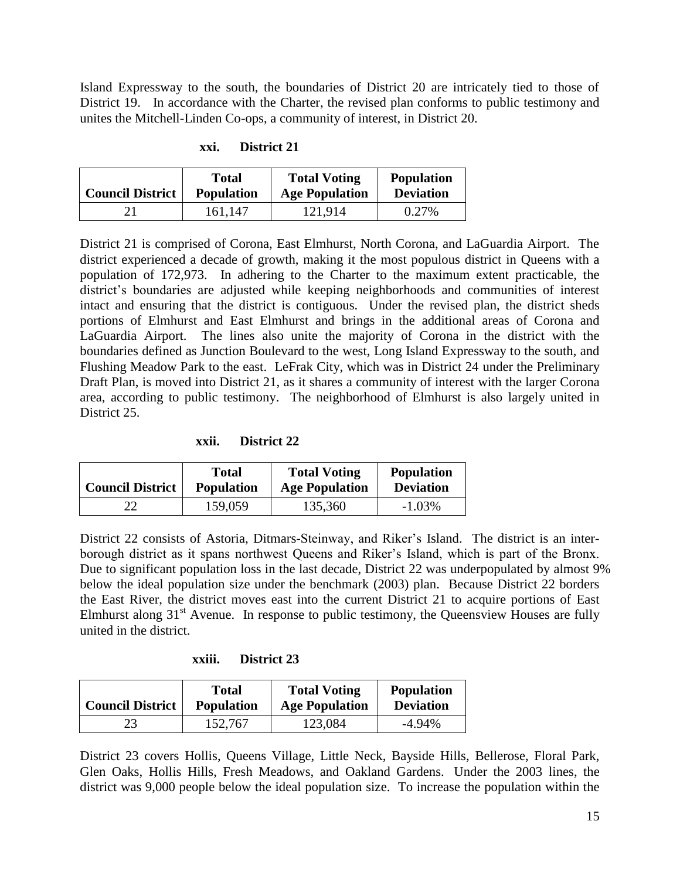Island Expressway to the south, the boundaries of District 20 are intricately tied to those of District 19. In accordance with the Charter, the revised plan conforms to public testimony and unites the Mitchell-Linden Co-ops, a community of interest, in District 20.

### xxi. District 21

| Council District | Total Population | Total Voting Age Population | Population Deviation |
|---|---|---|---|
| 21 | 161,147 | 121,914 | 0.27% |

District 21 is comprised of Corona, East Elmhurst, North Corona, and LaGuardia Airport. The district experienced a decade of growth, making it the most populous district in Queens with a population of 172,973. In adhering to the Charter to the maximum extent practicable, the district's boundaries are adjusted while keeping neighborhoods and communities of interest intact and ensuring that the district is contiguous. Under the revised plan, the district sheds portions of Elmhurst and East Elmhurst and brings in the additional areas of Corona and LaGuardia Airport. The lines also unite the majority of Corona in the district with the boundaries defined as Junction Boulevard to the west, Long Island Expressway to the south, and Flushing Meadow Park to the east. LeFrak City, which was in District 24 under the Preliminary Draft Plan, is moved into District 21, as it shares a community of interest with the larger Corona area, according to public testimony. The neighborhood of Elmhurst is also largely united in District 25.

### xxii. District 22

| Council District | Total Population | Total Voting Age Population | Population Deviation |
|---|---|---|---|
| 22 | 159,059 | 135,360 | -1.03% |

District 22 consists of Astoria, Ditmars-Steinway, and Riker's Island. The district is an inter-borough district as it spans northwest Queens and Riker's Island, which is part of the Bronx. Due to significant population loss in the last decade, District 22 was underpopulated by almost 9% below the ideal population size under the benchmark (2003) plan. Because District 22 borders the East River, the district moves east into the current District 21 to acquire portions of East Elmhurst along 31st Avenue. In response to public testimony, the Queensview Houses are fully united in the district.

### xxiii. District 23

| Council District | Total Population | Total Voting Age Population | Population Deviation |
|---|---|---|---|
| 23 | 152,767 | 123,084 | -4.94% |

District 23 covers Hollis, Queens Village, Little Neck, Bayside Hills, Bellerose, Floral Park, Glen Oaks, Hollis Hills, Fresh Meadows, and Oakland Gardens. Under the 2003 lines, the district was 9,000 people below the ideal population size. To increase the population within the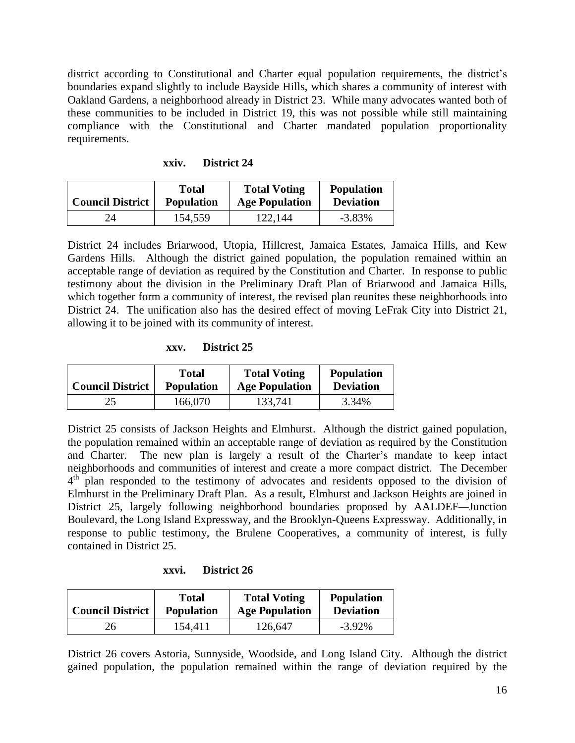district according to Constitutional and Charter equal population requirements, the district's boundaries expand slightly to include Bayside Hills, which shares a community of interest with Oakland Gardens, a neighborhood already in District 23. While many advocates wanted both of these communities to be included in District 19, this was not possible while still maintaining compliance with the Constitutional and Charter mandated population proportionality requirements.

#### xxiv. District 24

| Council District | Total Population | Total Voting Age Population | Population Deviation |
|---|---|---|---|
| 24 | 154,559 | 122,144 | -3.83% |

District 24 includes Briarwood, Utopia, Hillcrest, Jamaica Estates, Jamaica Hills, and Kew Gardens Hills. Although the district gained population, the population remained within an acceptable range of deviation as required by the Constitution and Charter. In response to public testimony about the division in the Preliminary Draft Plan of Briarwood and Jamaica Hills, which together form a community of interest, the revised plan reunites these neighborhoods into District 24. The unification also has the desired effect of moving LeFrak City into District 21, allowing it to be joined with its community of interest.

#### xxv. District 25

| Council District | Total Population | Total Voting Age Population | Population Deviation |
|---|---|---|---|
| 25 | 166,070 | 133,741 | 3.34% |

District 25 consists of Jackson Heights and Elmhurst. Although the district gained population, the population remained within an acceptable range of deviation as required by the Constitution and Charter. The new plan is largely a result of the Charter's mandate to keep intact neighborhoods and communities of interest and create a more compact district. The December 4th plan responded to the testimony of advocates and residents opposed to the division of Elmhurst in the Preliminary Draft Plan. As a result, Elmhurst and Jackson Heights are joined in District 25, largely following neighborhood boundaries proposed by AALDEF—Junction Boulevard, the Long Island Expressway, and the Brooklyn-Queens Expressway. Additionally, in response to public testimony, the Brulene Cooperatives, a community of interest, is fully contained in District 25.

#### xxvi. District 26

| Council District | Total Population | Total Voting Age Population | Population Deviation |
|---|---|---|---|
| 26 | 154,411 | 126,647 | -3.92% |

District 26 covers Astoria, Sunnyside, Woodside, and Long Island City. Although the district gained population, the population remained within the range of deviation required by the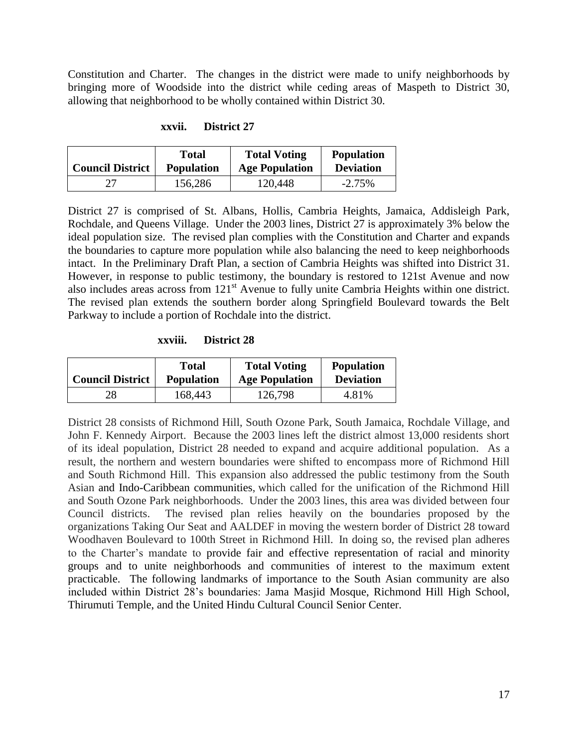Constitution and Charter. The changes in the district were made to unify neighborhoods by bringing more of Woodside into the district while ceding areas of Maspeth to District 30, allowing that neighborhood to be wholly contained within District 30.

**xxvii. District 27**

| Council District | Total Population | Total Voting Age Population | Population Deviation |
|---|---|---|---|
| 27 | 156,286 | 120,448 | -2.75% |

District 27 is comprised of St. Albans, Hollis, Cambria Heights, Jamaica, Addisleigh Park, Rochdale, and Queens Village. Under the 2003 lines, District 27 is approximately 3% below the ideal population size. The revised plan complies with the Constitution and Charter and expands the boundaries to capture more population while also balancing the need to keep neighborhoods intact. In the Preliminary Draft Plan, a section of Cambria Heights was shifted into District 31. However, in response to public testimony, the boundary is restored to 121st Avenue and now also includes areas across from 121st Avenue to fully unite Cambria Heights within one district. The revised plan extends the southern border along Springfield Boulevard towards the Belt Parkway to include a portion of Rochdale into the district.

**xxviii. District 28**

| Council District | Total Population | Total Voting Age Population | Population Deviation |
|---|---|---|---|
| 28 | 168,443 | 126,798 | 4.81% |

District 28 consists of Richmond Hill, South Ozone Park, South Jamaica, Rochdale Village, and John F. Kennedy Airport. Because the 2003 lines left the district almost 13,000 residents short of its ideal population, District 28 needed to expand and acquire additional population. As a result, the northern and western boundaries were shifted to encompass more of Richmond Hill and South Richmond Hill. This expansion also addressed the public testimony from the South Asian and Indo-Caribbean communities, which called for the unification of the Richmond Hill and South Ozone Park neighborhoods. Under the 2003 lines, this area was divided between four Council districts. The revised plan relies heavily on the boundaries proposed by the organizations Taking Our Seat and AALDEF in moving the western border of District 28 toward Woodhaven Boulevard to 100th Street in Richmond Hill. In doing so, the revised plan adheres to the Charter's mandate to provide fair and effective representation of racial and minority groups and to unite neighborhoods and communities of interest to the maximum extent practicable. The following landmarks of importance to the South Asian community are also included within District 28's boundaries: Jama Masjid Mosque, Richmond Hill High School, Thirumuti Temple, and the United Hindu Cultural Council Senior Center.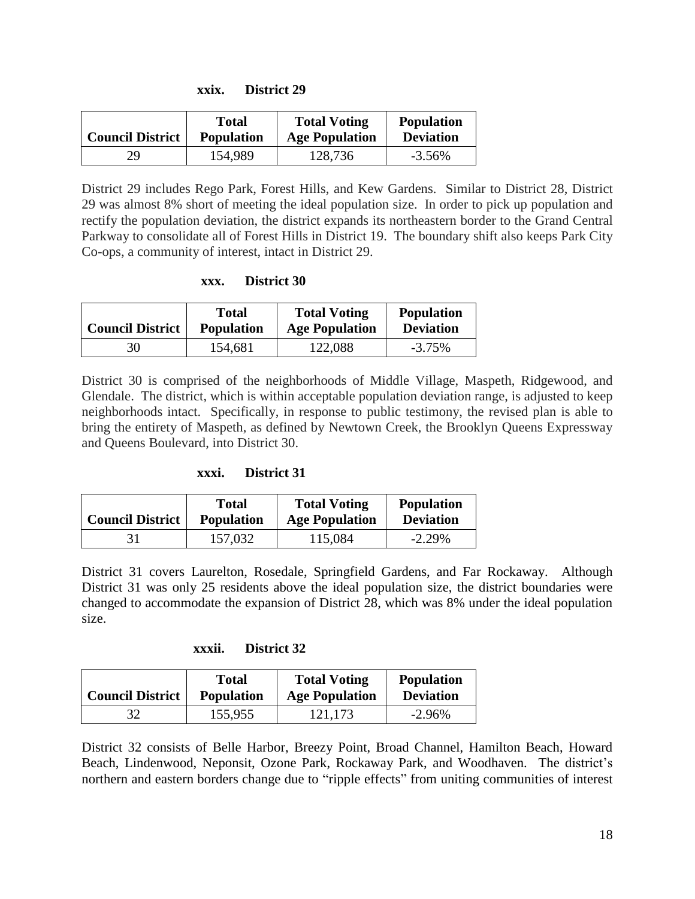### xxix. District 29

| Council District | Total Population | Total Voting Age Population | Population Deviation |
|---|---|---|---|
| 29 | 154,989 | 128,736 | -3.56% |

District 29 includes Rego Park, Forest Hills, and Kew Gardens. Similar to District 28, District 29 was almost 8% short of meeting the ideal population size. In order to pick up population and rectify the population deviation, the district expands its northeastern border to the Grand Central Parkway to consolidate all of Forest Hills in District 19. The boundary shift also keeps Park City Co-ops, a community of interest, intact in District 29.

### xxx. District 30

| Council District | Total Population | Total Voting Age Population | Population Deviation |
|---|---|---|---|
| 30 | 154,681 | 122,088 | -3.75% |

District 30 is comprised of the neighborhoods of Middle Village, Maspeth, Ridgewood, and Glendale. The district, which is within acceptable population deviation range, is adjusted to keep neighborhoods intact. Specifically, in response to public testimony, the revised plan is able to bring the entirety of Maspeth, as defined by Newtown Creek, the Brooklyn Queens Expressway and Queens Boulevard, into District 30.

### xxxi. District 31

| Council District | Total Population | Total Voting Age Population | Population Deviation |
|---|---|---|---|
| 31 | 157,032 | 115,084 | -2.29% |

District 31 covers Laurelton, Rosedale, Springfield Gardens, and Far Rockaway. Although District 31 was only 25 residents above the ideal population size, the district boundaries were changed to accommodate the expansion of District 28, which was 8% under the ideal population size.

### xxxii. District 32

| Council District | Total Population | Total Voting Age Population | Population Deviation |
|---|---|---|---|
| 32 | 155,955 | 121,173 | -2.96% |

District 32 consists of Belle Harbor, Breezy Point, Broad Channel, Hamilton Beach, Howard Beach, Lindenwood, Neponsit, Ozone Park, Rockaway Park, and Woodhaven. The district's northern and eastern borders change due to "ripple effects" from uniting communities of interest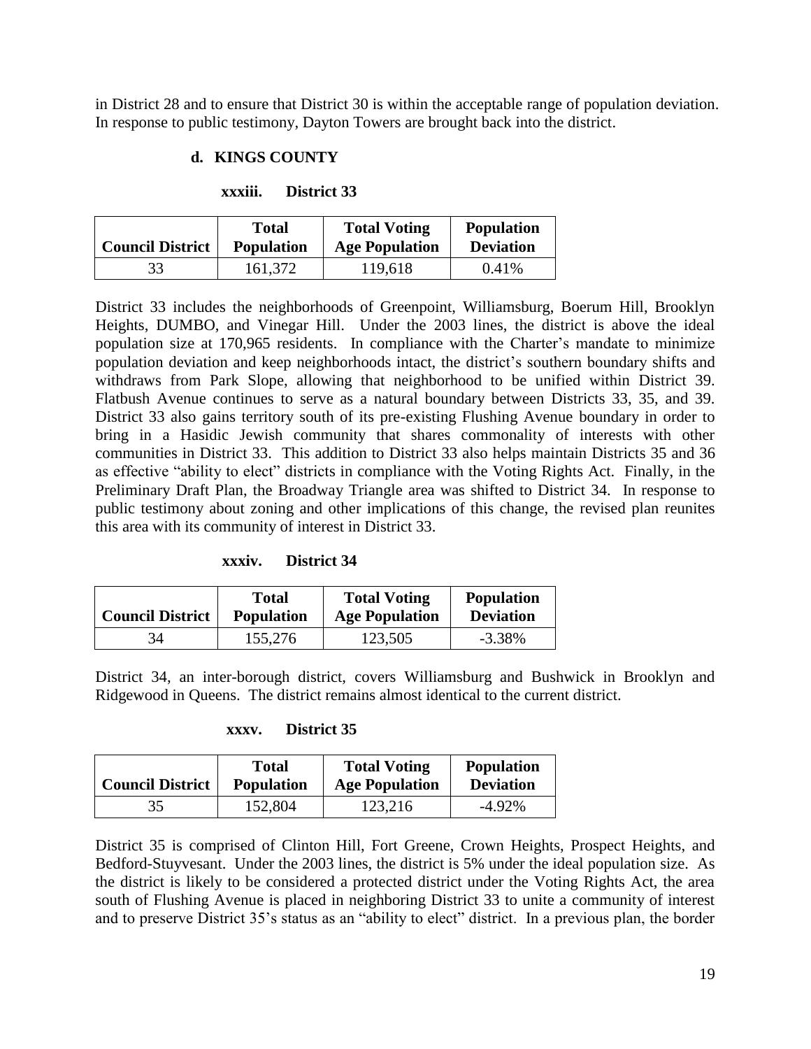in District 28 and to ensure that District 30 is within the acceptable range of population deviation. In response to public testimony, Dayton Towers are brought back into the district.

### d. KINGS COUNTY

#### xxxiii. District 33

| Council District | Total Population | Total Voting Age Population | Population Deviation |
|---|---|---|---|
| 33 | 161,372 | 119,618 | 0.41% |

District 33 includes the neighborhoods of Greenpoint, Williamsburg, Boerum Hill, Brooklyn Heights, DUMBO, and Vinegar Hill. Under the 2003 lines, the district is above the ideal population size at 170,965 residents. In compliance with the Charter's mandate to minimize population deviation and keep neighborhoods intact, the district's southern boundary shifts and withdraws from Park Slope, allowing that neighborhood to be unified within District 39. Flatbush Avenue continues to serve as a natural boundary between Districts 33, 35, and 39. District 33 also gains territory south of its pre-existing Flushing Avenue boundary in order to bring in a Hasidic Jewish community that shares commonality of interests with other communities in District 33. This addition to District 33 also helps maintain Districts 35 and 36 as effective "ability to elect" districts in compliance with the Voting Rights Act. Finally, in the Preliminary Draft Plan, the Broadway Triangle area was shifted to District 34. In response to public testimony about zoning and other implications of this change, the revised plan reunites this area with its community of interest in District 33.

#### xxxiv. District 34

| Council District | Total Population | Total Voting Age Population | Population Deviation |
|---|---|---|---|
| 34 | 155,276 | 123,505 | -3.38% |

District 34, an inter-borough district, covers Williamsburg and Bushwick in Brooklyn and Ridgewood in Queens. The district remains almost identical to the current district.

#### xxxv. District 35

| Council District | Total Population | Total Voting Age Population | Population Deviation |
|---|---|---|---|
| 35 | 152,804 | 123,216 | -4.92% |

District 35 is comprised of Clinton Hill, Fort Greene, Crown Heights, Prospect Heights, and Bedford-Stuyvesant. Under the 2003 lines, the district is 5% under the ideal population size. As the district is likely to be considered a protected district under the Voting Rights Act, the area south of Flushing Avenue is placed in neighboring District 33 to unite a community of interest and to preserve District 35's status as an "ability to elect" district. In a previous plan, the border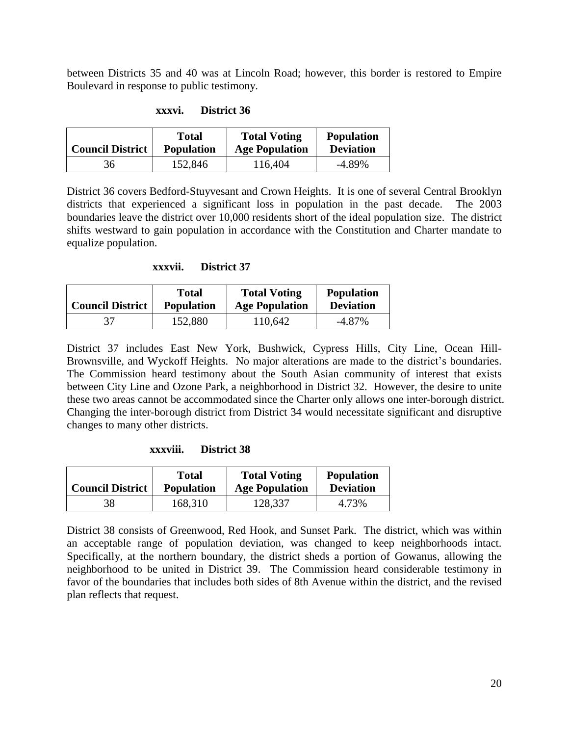between Districts 35 and 40 was at Lincoln Road; however, this border is restored to Empire Boulevard in response to public testimony.

### xxxvi. District 36

| Council District | Total Population | Total Voting Age Population | Population Deviation |
|---|---|---|---|
| 36 | 152,846 | 116,404 | -4.89% |

District 36 covers Bedford-Stuyvesant and Crown Heights. It is one of several Central Brooklyn districts that experienced a significant loss in population in the past decade. The 2003 boundaries leave the district over 10,000 residents short of the ideal population size. The district shifts westward to gain population in accordance with the Constitution and Charter mandate to equalize population.

### xxxvii. District 37

| Council District | Total Population | Total Voting Age Population | Population Deviation |
|---|---|---|---|
| 37 | 152,880 | 110,642 | -4.87% |

District 37 includes East New York, Bushwick, Cypress Hills, City Line, Ocean Hill-Brownsville, and Wyckoff Heights. No major alterations are made to the district's boundaries. The Commission heard testimony about the South Asian community of interest that exists between City Line and Ozone Park, a neighborhood in District 32. However, the desire to unite these two areas cannot be accommodated since the Charter only allows one inter-borough district. Changing the inter-borough district from District 34 would necessitate significant and disruptive changes to many other districts.

### xxxviii. District 38

| Council District | Total Population | Total Voting Age Population | Population Deviation |
|---|---|---|---|
| 38 | 168,310 | 128,337 | 4.73% |

District 38 consists of Greenwood, Red Hook, and Sunset Park. The district, which was within an acceptable range of population deviation, was changed to keep neighborhoods intact. Specifically, at the northern boundary, the district sheds a portion of Gowanus, allowing the neighborhood to be united in District 39. The Commission heard considerable testimony in favor of the boundaries that includes both sides of 8th Avenue within the district, and the revised plan reflects that request.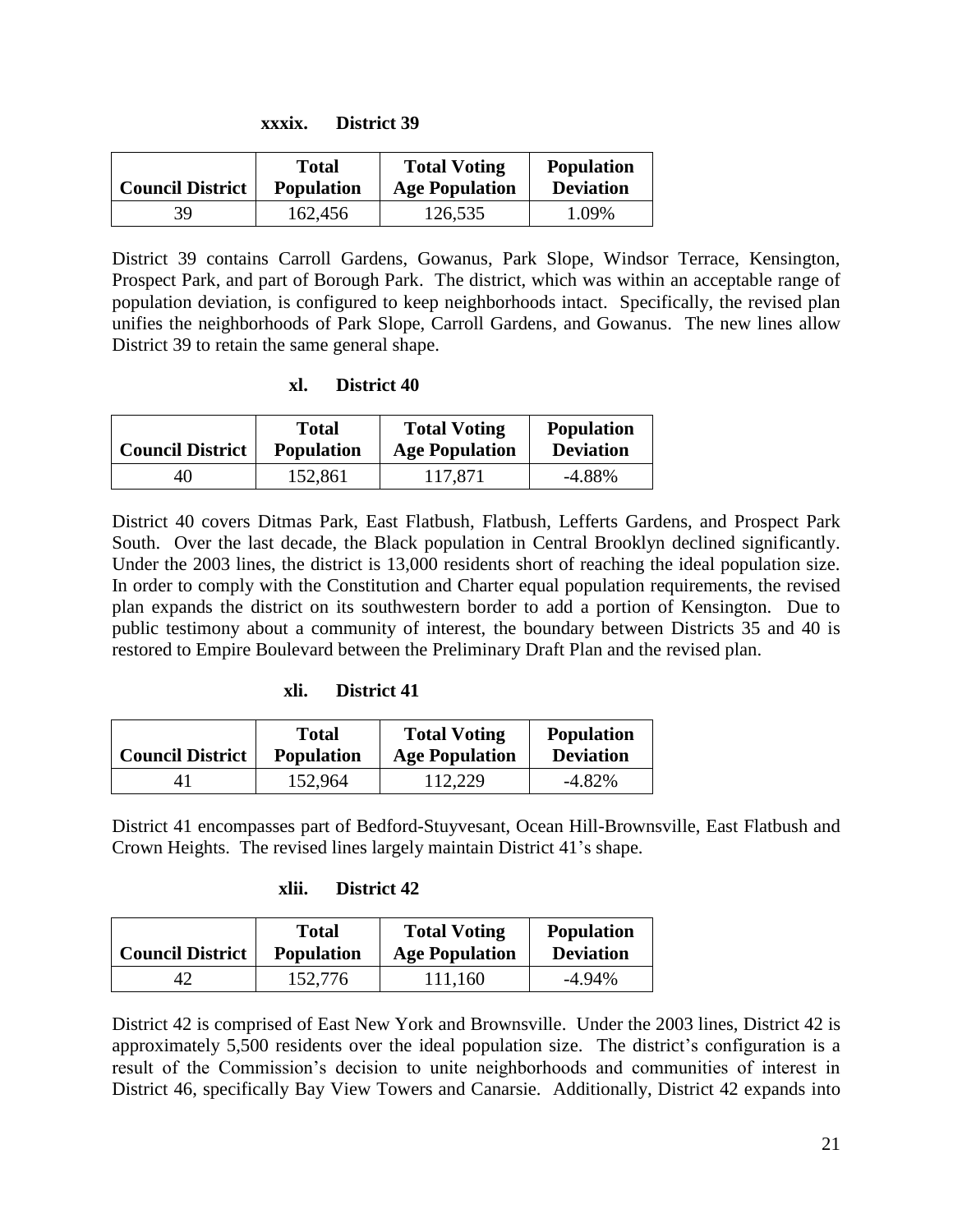### xxxix. District 39

| Council District | Total Population | Total Voting Age Population | Population Deviation |
|---|---|---|---|
| 39 | 162,456 | 126,535 | 1.09% |

District 39 contains Carroll Gardens, Gowanus, Park Slope, Windsor Terrace, Kensington, Prospect Park, and part of Borough Park. The district, which was within an acceptable range of population deviation, is configured to keep neighborhoods intact. Specifically, the revised plan unifies the neighborhoods of Park Slope, Carroll Gardens, and Gowanus. The new lines allow District 39 to retain the same general shape.

### xl. District 40

| Council District | Total Population | Total Voting Age Population | Population Deviation |
|---|---|---|---|
| 40 | 152,861 | 117,871 | -4.88% |

District 40 covers Ditmas Park, East Flatbush, Flatbush, Lefferts Gardens, and Prospect Park South. Over the last decade, the Black population in Central Brooklyn declined significantly. Under the 2003 lines, the district is 13,000 residents short of reaching the ideal population size. In order to comply with the Constitution and Charter equal population requirements, the revised plan expands the district on its southwestern border to add a portion of Kensington. Due to public testimony about a community of interest, the boundary between Districts 35 and 40 is restored to Empire Boulevard between the Preliminary Draft Plan and the revised plan.

### xli. District 41

| Council District | Total Population | Total Voting Age Population | Population Deviation |
|---|---|---|---|
| 41 | 152,964 | 112,229 | -4.82% |

District 41 encompasses part of Bedford-Stuyvesant, Ocean Hill-Brownsville, East Flatbush and Crown Heights. The revised lines largely maintain District 41's shape.

### xlii. District 42

| Council District | Total Population | Total Voting Age Population | Population Deviation |
|---|---|---|---|
| 42 | 152,776 | 111,160 | -4.94% |

District 42 is comprised of East New York and Brownsville. Under the 2003 lines, District 42 is approximately 5,500 residents over the ideal population size. The district's configuration is a result of the Commission's decision to unite neighborhoods and communities of interest in District 46, specifically Bay View Towers and Canarsie. Additionally, District 42 expands into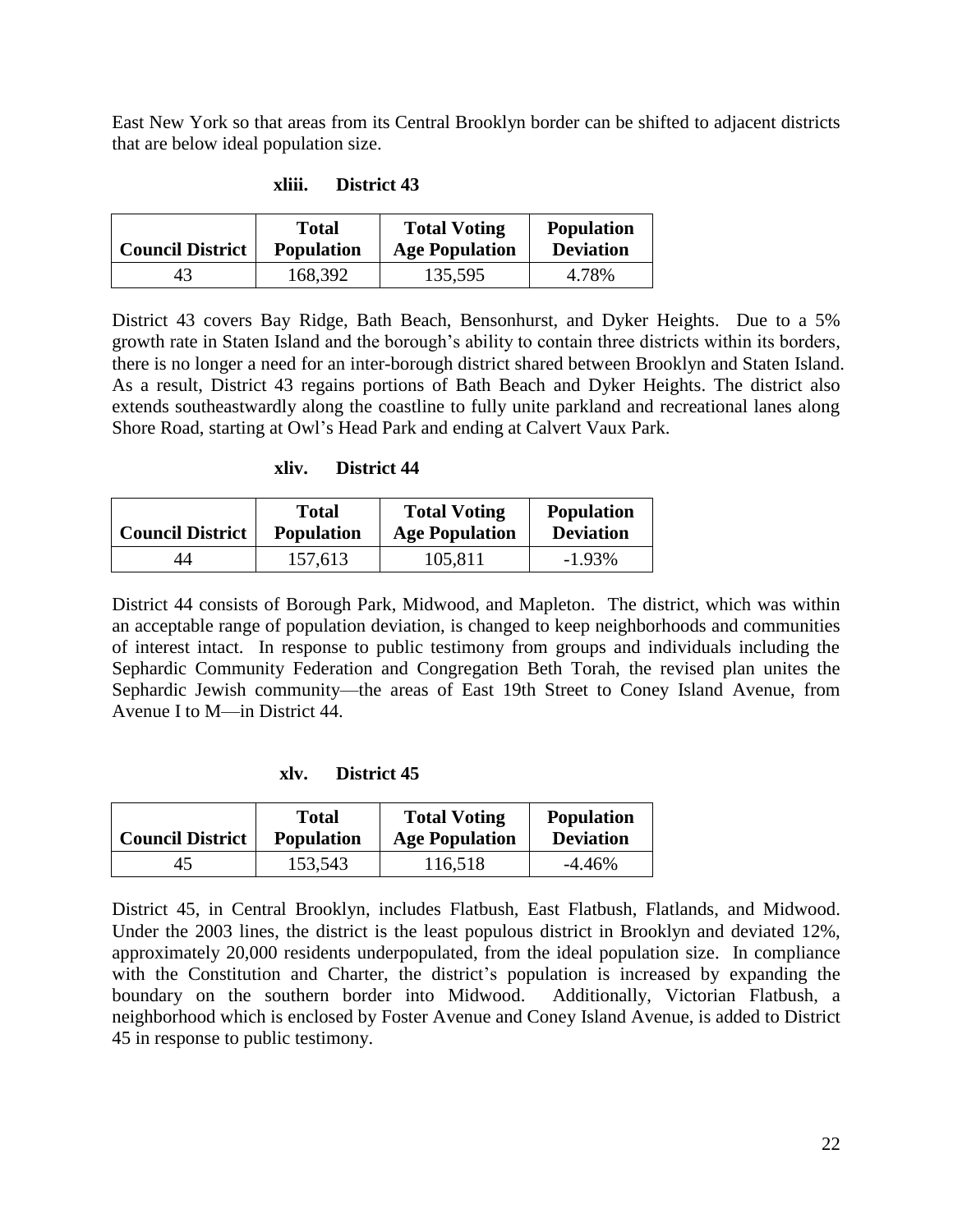East New York so that areas from its Central Brooklyn border can be shifted to adjacent districts that are below ideal population size.

#### xliii. District 43

| Council District | Total Population | Total Voting Age Population | Population Deviation |
|---|---|---|---|
| 43 | 168,392 | 135,595 | 4.78% |

District 43 covers Bay Ridge, Bath Beach, Bensonhurst, and Dyker Heights. Due to a 5% growth rate in Staten Island and the borough's ability to contain three districts within its borders, there is no longer a need for an inter-borough district shared between Brooklyn and Staten Island. As a result, District 43 regains portions of Bath Beach and Dyker Heights. The district also extends southeastwardly along the coastline to fully unite parkland and recreational lanes along Shore Road, starting at Owl's Head Park and ending at Calvert Vaux Park.

#### xliv. District 44

| Council District | Total Population | Total Voting Age Population | Population Deviation |
|---|---|---|---|
| 44 | 157,613 | 105,811 | -1.93% |

District 44 consists of Borough Park, Midwood, and Mapleton. The district, which was within an acceptable range of population deviation, is changed to keep neighborhoods and communities of interest intact. In response to public testimony from groups and individuals including the Sephardic Community Federation and Congregation Beth Torah, the revised plan unites the Sephardic Jewish community—the areas of East 19th Street to Coney Island Avenue, from Avenue I to M—in District 44.

#### xlv. District 45

| Council District | Total Population | Total Voting Age Population | Population Deviation |
|---|---|---|---|
| 45 | 153,543 | 116,518 | -4.46% |

District 45, in Central Brooklyn, includes Flatbush, East Flatbush, Flatlands, and Midwood. Under the 2003 lines, the district is the least populous district in Brooklyn and deviated 12%, approximately 20,000 residents underpopulated, from the ideal population size. In compliance with the Constitution and Charter, the district's population is increased by expanding the boundary on the southern border into Midwood. Additionally, Victorian Flatbush, a neighborhood which is enclosed by Foster Avenue and Coney Island Avenue, is added to District 45 in response to public testimony.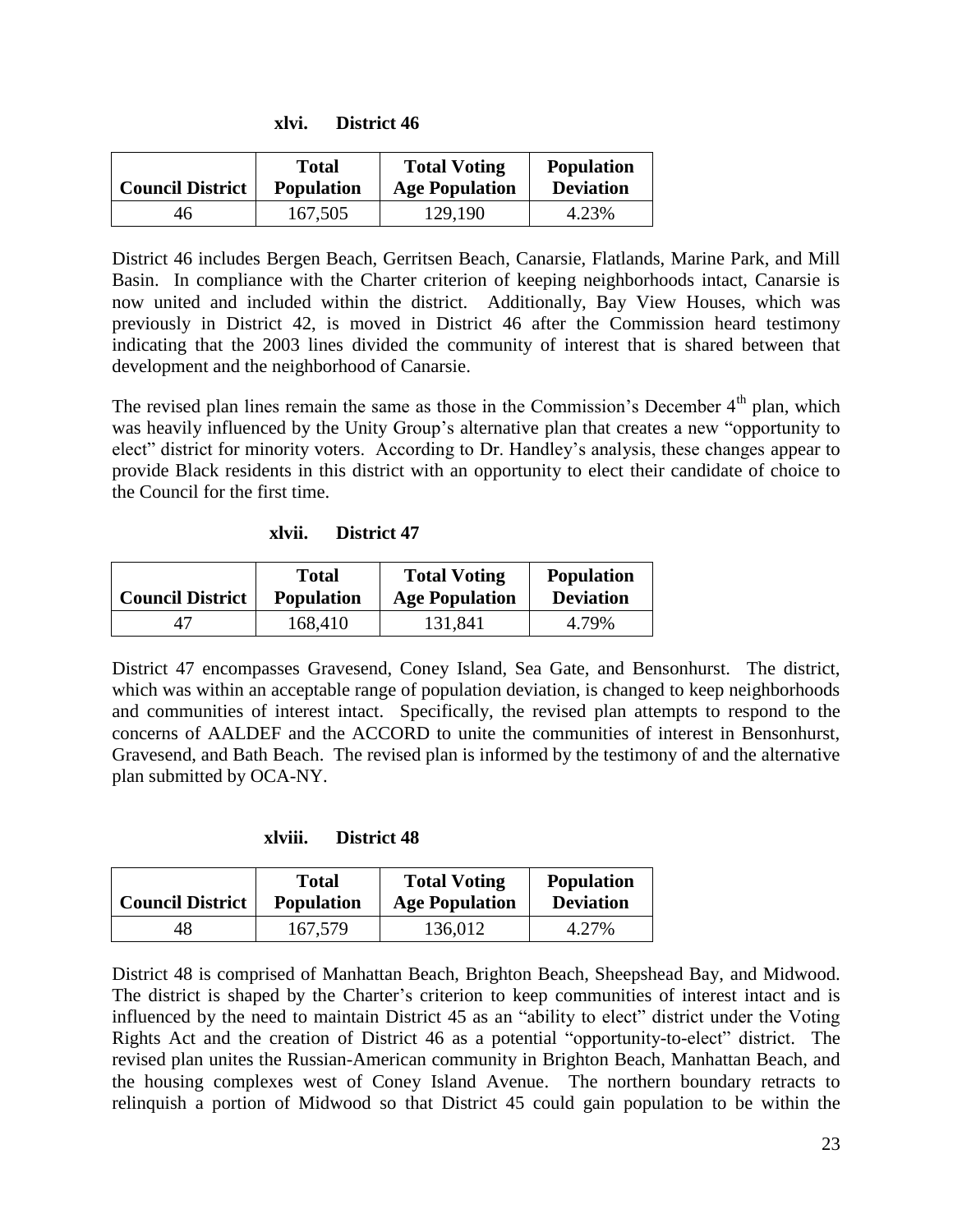#### xlvi. District 46

| Council District | Total Population | Total Voting Age Population | Population Deviation |
|---|---|---|---|
| 46 | 167,505 | 129,190 | 4.23% |

District 46 includes Bergen Beach, Gerritsen Beach, Canarsie, Flatlands, Marine Park, and Mill Basin. In compliance with the Charter criterion of keeping neighborhoods intact, Canarsie is now united and included within the district. Additionally, Bay View Houses, which was previously in District 42, is moved in District 46 after the Commission heard testimony indicating that the 2003 lines divided the community of interest that is shared between that development and the neighborhood of Canarsie.

The revised plan lines remain the same as those in the Commission's December 4th plan, which was heavily influenced by the Unity Group's alternative plan that creates a new "opportunity to elect" district for minority voters. According to Dr. Handley's analysis, these changes appear to provide Black residents in this district with an opportunity to elect their candidate of choice to the Council for the first time.

#### xlvii. District 47

| Council District | Total Population | Total Voting Age Population | Population Deviation |
|---|---|---|---|
| 47 | 168,410 | 131,841 | 4.79% |

District 47 encompasses Gravesend, Coney Island, Sea Gate, and Bensonhurst. The district, which was within an acceptable range of population deviation, is changed to keep neighborhoods and communities of interest intact. Specifically, the revised plan attempts to respond to the concerns of AALDEF and the ACCORD to unite the communities of interest in Bensonhurst, Gravesend, and Bath Beach. The revised plan is informed by the testimony of and the alternative plan submitted by OCA-NY.

#### xlviii. District 48

| Council District | Total Population | Total Voting Age Population | Population Deviation |
|---|---|---|---|
| 48 | 167,579 | 136,012 | 4.27% |

District 48 is comprised of Manhattan Beach, Brighton Beach, Sheepshead Bay, and Midwood. The district is shaped by the Charter's criterion to keep communities of interest intact and is influenced by the need to maintain District 45 as an "ability to elect" district under the Voting Rights Act and the creation of District 46 as a potential "opportunity-to-elect" district. The revised plan unites the Russian-American community in Brighton Beach, Manhattan Beach, and the housing complexes west of Coney Island Avenue. The northern boundary retracts to relinquish a portion of Midwood so that District 45 could gain population to be within the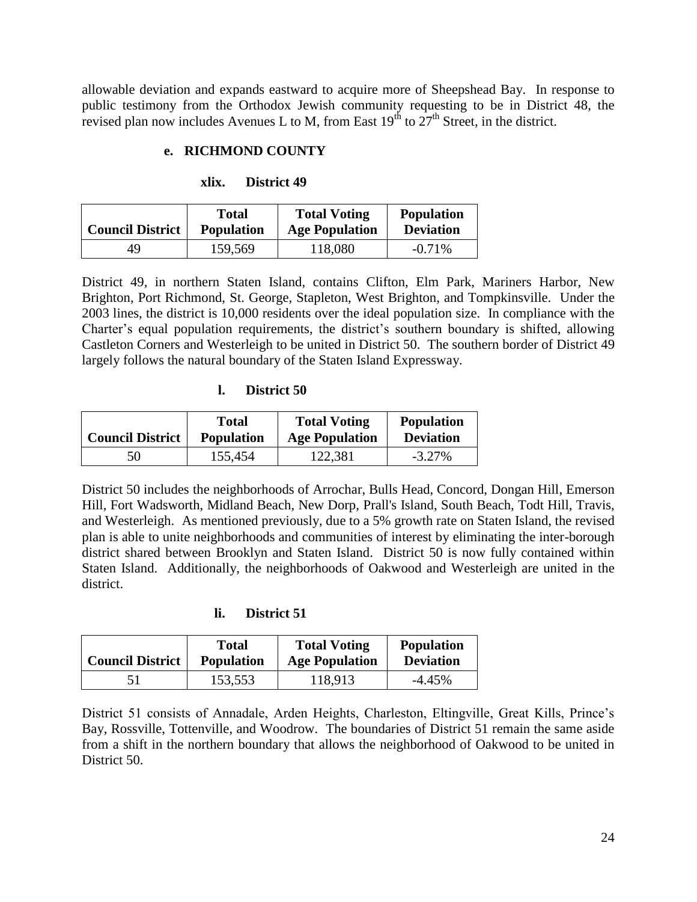allowable deviation and expands eastward to acquire more of Sheepshead Bay. In response to public testimony from the Orthodox Jewish community requesting to be in District 48, the revised plan now includes Avenues L to M, from East 19th to 27th Street, in the district.

### e. RICHMOND COUNTY

#### xlix. District 49

| Council District | Total Population | Total Voting Age Population | Population Deviation |
|---|---|---|---|
| 49 | 159,569 | 118,080 | -0.71% |

District 49, in northern Staten Island, contains Clifton, Elm Park, Mariners Harbor, New Brighton, Port Richmond, St. George, Stapleton, West Brighton, and Tompkinsville. Under the 2003 lines, the district is 10,000 residents over the ideal population size. In compliance with the Charter's equal population requirements, the district's southern boundary is shifted, allowing Castleton Corners and Westerleigh to be united in District 50. The southern border of District 49 largely follows the natural boundary of the Staten Island Expressway.

#### l. District 50

| Council District | Total Population | Total Voting Age Population | Population Deviation |
|---|---|---|---|
| 50 | 155,454 | 122,381 | -3.27% |

District 50 includes the neighborhoods of Arrochar, Bulls Head, Concord, Dongan Hill, Emerson Hill, Fort Wadsworth, Midland Beach, New Dorp, Prall's Island, South Beach, Todt Hill, Travis, and Westerleigh. As mentioned previously, due to a 5% growth rate on Staten Island, the revised plan is able to unite neighborhoods and communities of interest by eliminating the inter-borough district shared between Brooklyn and Staten Island. District 50 is now fully contained within Staten Island. Additionally, the neighborhoods of Oakwood and Westerleigh are united in the district.

#### li. District 51

| Council District | Total Population | Total Voting Age Population | Population Deviation |
|---|---|---|---|
| 51 | 153,553 | 118,913 | -4.45% |

District 51 consists of Annadale, Arden Heights, Charleston, Eltingville, Great Kills, Prince's Bay, Rossville, Tottenville, and Woodrow. The boundaries of District 51 remain the same aside from a shift in the northern boundary that allows the neighborhood of Oakwood to be united in District 50.